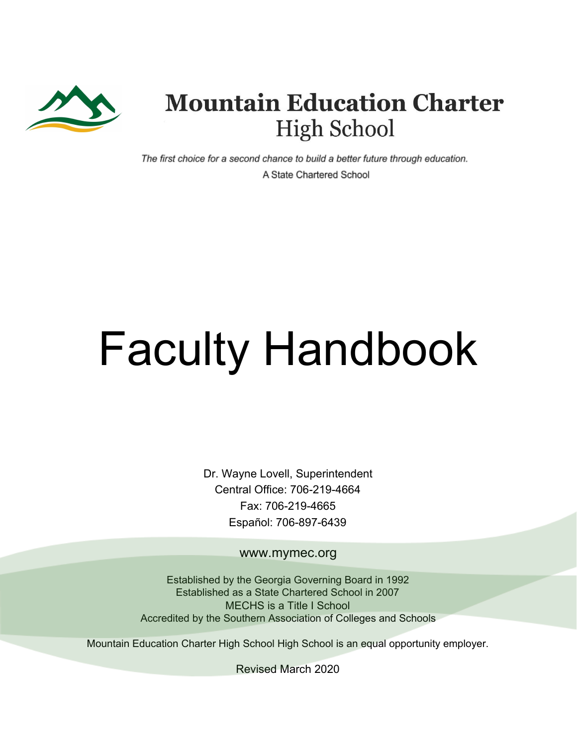# Mountain Education Charter High School

*The first choice for a second chance to build a better future through education.*

A State Chartered School

# Faculty Handbook

Dr. Wayne Lovell, Superintendent
Central Office: 706-219-4664
Fax: 706-219-4665
Español: 706-897-6439

www.mymec.org

Established by the Georgia Governing Board in 1992
Established as a State Chartered School in 2007
MECHS is a Title I School
Accredited by the Southern Association of Colleges and Schools

Mountain Education Charter High School High School is an equal opportunity employer.

Revised March 2020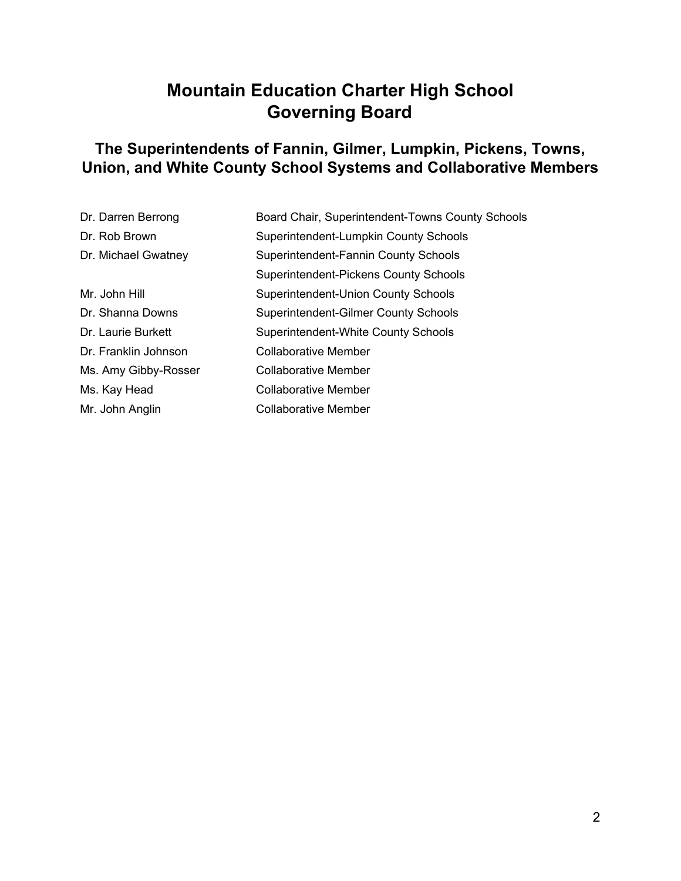# Mountain Education Charter High School Governing Board

## The Superintendents of Fannin, Gilmer, Lumpkin, Pickens, Towns, Union, and White County School Systems and Collaborative Members

| | |
|---|---|
| Dr. Darren Berrong | Board Chair, Superintendent-Towns County Schools |
| Dr. Rob Brown | Superintendent-Lumpkin County Schools |
| Dr. Michael Gwatney | Superintendent-Fannin County Schools |
| | Superintendent-Pickens County Schools |
| Mr. John Hill | Superintendent-Union County Schools |
| Dr. Shanna Downs | Superintendent-Gilmer County Schools |
| Dr. Laurie Burkett | Superintendent-White County Schools |
| Dr. Franklin Johnson | Collaborative Member |
| Ms. Amy Gibby-Rosser | Collaborative Member |
| Ms. Kay Head | Collaborative Member |
| Mr. John Anglin | Collaborative Member |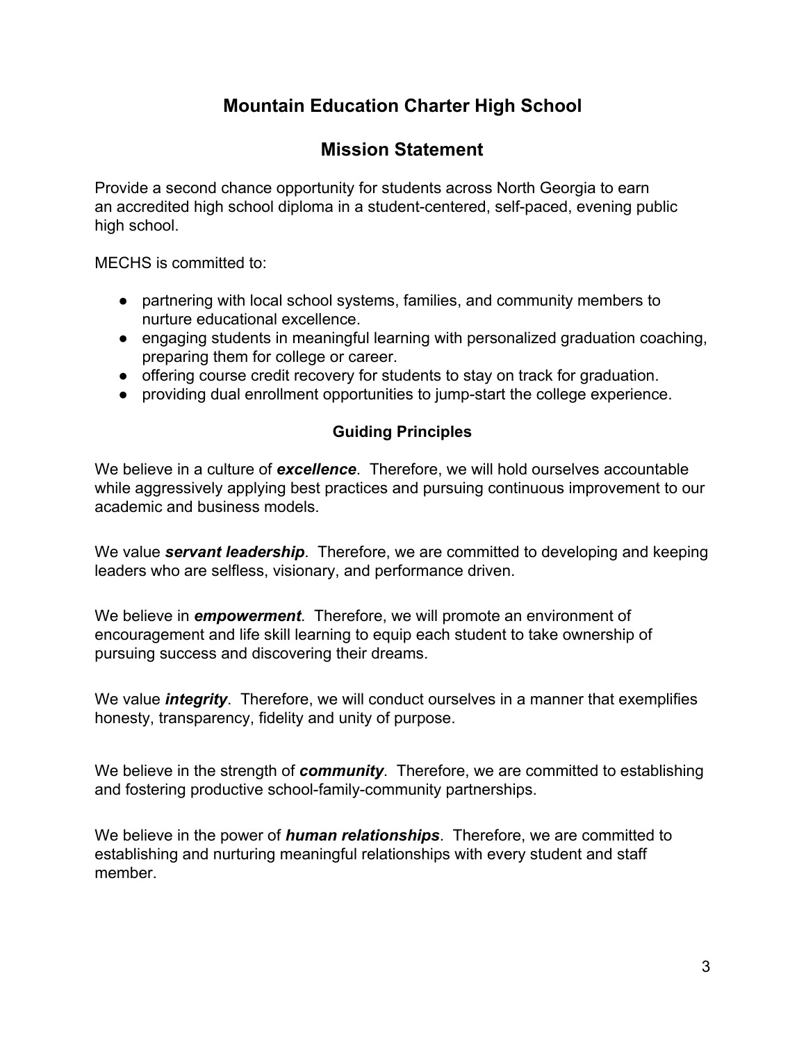# Mountain Education Charter High School

## Mission Statement

Provide a second chance opportunity for students across North Georgia to earn an accredited high school diploma in a student-centered, self-paced, evening public high school.

MECHS is committed to:

- partnering with local school systems, families, and community members to nurture educational excellence.
- engaging students in meaningful learning with personalized graduation coaching, preparing them for college or career.
- offering course credit recovery for students to stay on track for graduation.
- providing dual enrollment opportunities to jump-start the college experience.

### Guiding Principles

We believe in a culture of ***excellence***. Therefore, we will hold ourselves accountable while aggressively applying best practices and pursuing continuous improvement to our academic and business models.

We value ***servant leadership***. Therefore, we are committed to developing and keeping leaders who are selfless, visionary, and performance driven.

We believe in ***empowerment***. Therefore, we will promote an environment of encouragement and life skill learning to equip each student to take ownership of pursuing success and discovering their dreams.

We value ***integrity***. Therefore, we will conduct ourselves in a manner that exemplifies honesty, transparency, fidelity and unity of purpose.

We believe in the strength of ***community***. Therefore, we are committed to establishing and fostering productive school-family-community partnerships.

We believe in the power of ***human relationships***. Therefore, we are committed to establishing and nurturing meaningful relationships with every student and staff member.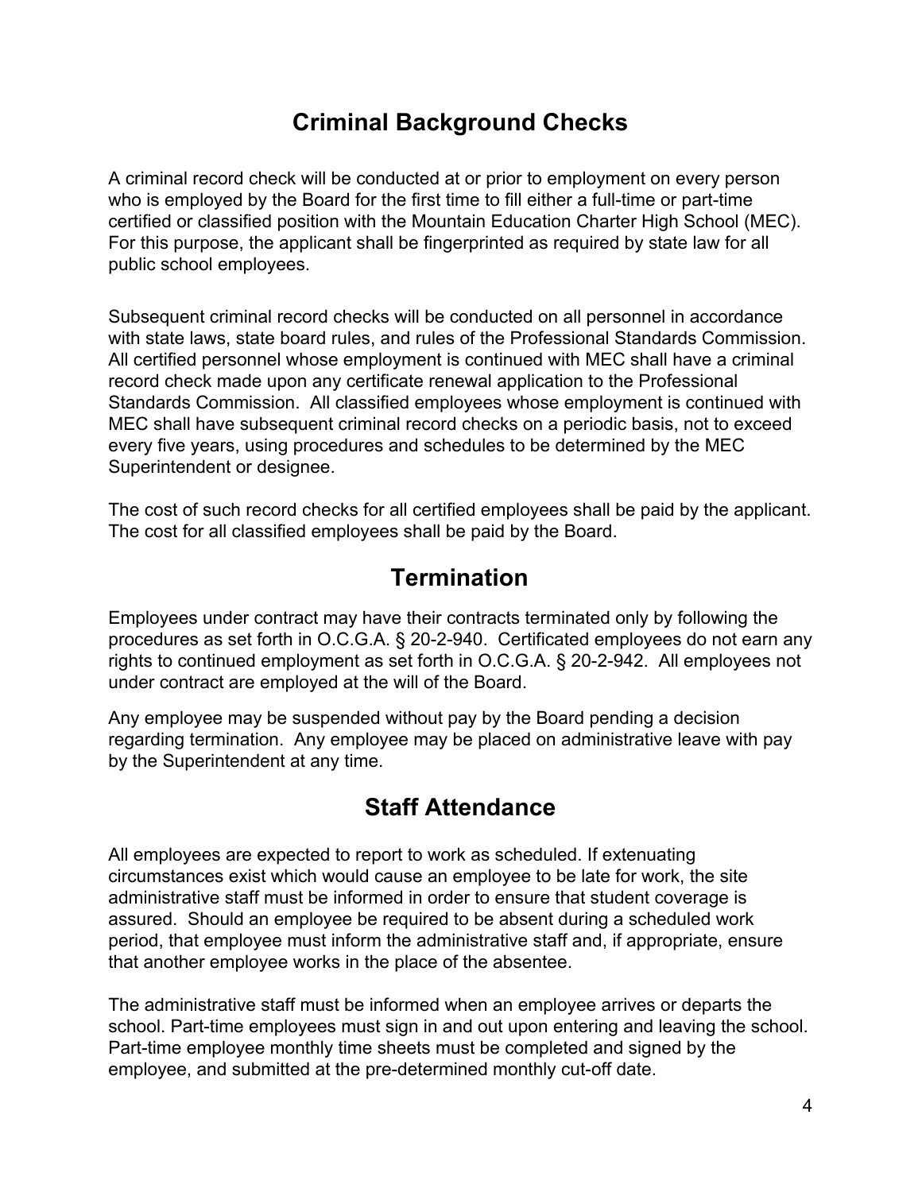## Criminal Background Checks

A criminal record check will be conducted at or prior to employment on every person who is employed by the Board for the first time to fill either a full-time or part-time certified or classified position with the Mountain Education Charter High School (MEC). For this purpose, the applicant shall be fingerprinted as required by state law for all public school employees.

Subsequent criminal record checks will be conducted on all personnel in accordance with state laws, state board rules, and rules of the Professional Standards Commission. All certified personnel whose employment is continued with MEC shall have a criminal record check made upon any certificate renewal application to the Professional Standards Commission. All classified employees whose employment is continued with MEC shall have subsequent criminal record checks on a periodic basis, not to exceed every five years, using procedures and schedules to be determined by the MEC Superintendent or designee.

The cost of such record checks for all certified employees shall be paid by the applicant. The cost for all classified employees shall be paid by the Board.

## Termination

Employees under contract may have their contracts terminated only by following the procedures as set forth in O.C.G.A. § 20-2-940. Certificated employees do not earn any rights to continued employment as set forth in O.C.G.A. § 20-2-942. All employees not under contract are employed at the will of the Board.

Any employee may be suspended without pay by the Board pending a decision regarding termination. Any employee may be placed on administrative leave with pay by the Superintendent at any time.

## Staff Attendance

All employees are expected to report to work as scheduled. If extenuating circumstances exist which would cause an employee to be late for work, the site administrative staff must be informed in order to ensure that student coverage is assured. Should an employee be required to be absent during a scheduled work period, that employee must inform the administrative staff and, if appropriate, ensure that another employee works in the place of the absentee.

The administrative staff must be informed when an employee arrives or departs the school. Part-time employees must sign in and out upon entering and leaving the school. Part-time employee monthly time sheets must be completed and signed by the employee, and submitted at the pre-determined monthly cut-off date.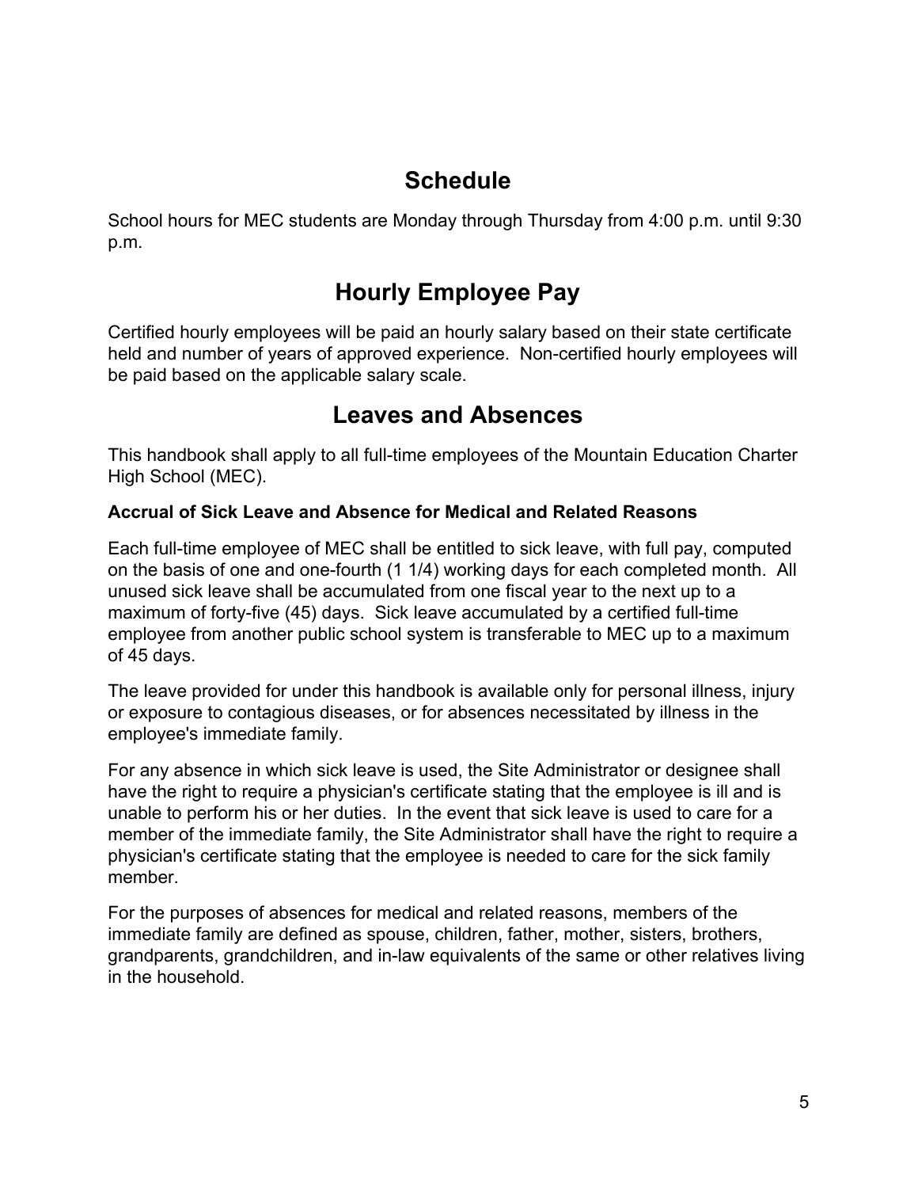## Schedule

School hours for MEC students are Monday through Thursday from 4:00 p.m. until 9:30 p.m.

## Hourly Employee Pay

Certified hourly employees will be paid an hourly salary based on their state certificate held and number of years of approved experience. Non-certified hourly employees will be paid based on the applicable salary scale.

## Leaves and Absences

This handbook shall apply to all full-time employees of the Mountain Education Charter High School (MEC).

**Accrual of Sick Leave and Absence for Medical and Related Reasons**

Each full-time employee of MEC shall be entitled to sick leave, with full pay, computed on the basis of one and one-fourth (1 1/4) working days for each completed month. All unused sick leave shall be accumulated from one fiscal year to the next up to a maximum of forty-five (45) days. Sick leave accumulated by a certified full-time employee from another public school system is transferable to MEC up to a maximum of 45 days.

The leave provided for under this handbook is available only for personal illness, injury or exposure to contagious diseases, or for absences necessitated by illness in the employee's immediate family.

For any absence in which sick leave is used, the Site Administrator or designee shall have the right to require a physician's certificate stating that the employee is ill and is unable to perform his or her duties. In the event that sick leave is used to care for a member of the immediate family, the Site Administrator shall have the right to require a physician's certificate stating that the employee is needed to care for the sick family member.

For the purposes of absences for medical and related reasons, members of the immediate family are defined as spouse, children, father, mother, sisters, brothers, grandparents, grandchildren, and in-law equivalents of the same or other relatives living in the household.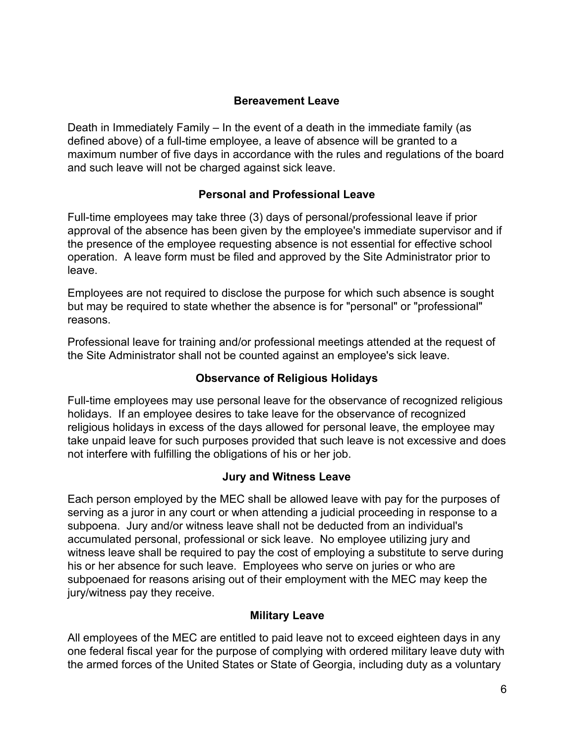## Bereavement Leave

Death in Immediately Family – In the event of a death in the immediate family (as defined above) of a full-time employee, a leave of absence will be granted to a maximum number of five days in accordance with the rules and regulations of the board and such leave will not be charged against sick leave.

## Personal and Professional Leave

Full-time employees may take three (3) days of personal/professional leave if prior approval of the absence has been given by the employee's immediate supervisor and if the presence of the employee requesting absence is not essential for effective school operation. A leave form must be filed and approved by the Site Administrator prior to leave.

Employees are not required to disclose the purpose for which such absence is sought but may be required to state whether the absence is for "personal" or "professional" reasons.

Professional leave for training and/or professional meetings attended at the request of the Site Administrator shall not be counted against an employee's sick leave.

## Observance of Religious Holidays

Full-time employees may use personal leave for the observance of recognized religious holidays. If an employee desires to take leave for the observance of recognized religious holidays in excess of the days allowed for personal leave, the employee may take unpaid leave for such purposes provided that such leave is not excessive and does not interfere with fulfilling the obligations of his or her job.

## Jury and Witness Leave

Each person employed by the MEC shall be allowed leave with pay for the purposes of serving as a juror in any court or when attending a judicial proceeding in response to a subpoena. Jury and/or witness leave shall not be deducted from an individual's accumulated personal, professional or sick leave. No employee utilizing jury and witness leave shall be required to pay the cost of employing a substitute to serve during his or her absence for such leave. Employees who serve on juries or who are subpoenaed for reasons arising out of their employment with the MEC may keep the jury/witness pay they receive.

## Military Leave

All employees of the MEC are entitled to paid leave not to exceed eighteen days in any one federal fiscal year for the purpose of complying with ordered military leave duty with the armed forces of the United States or State of Georgia, including duty as a voluntary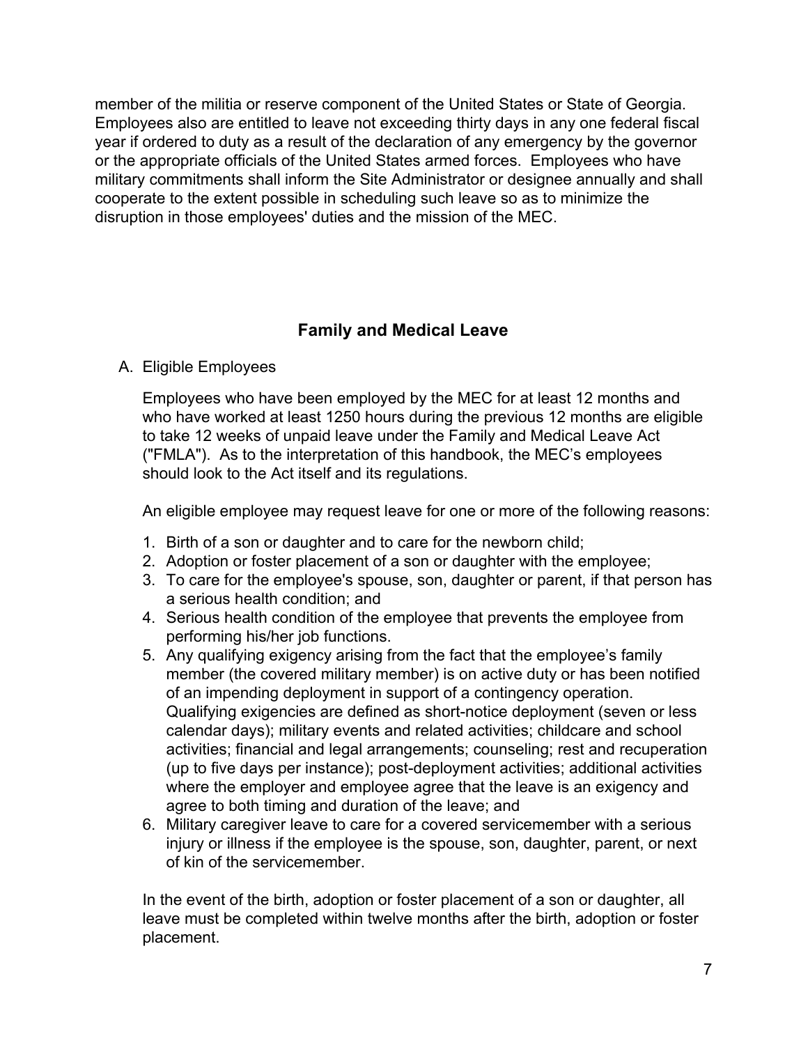member of the militia or reserve component of the United States or State of Georgia. Employees also are entitled to leave not exceeding thirty days in any one federal fiscal year if ordered to duty as a result of the declaration of any emergency by the governor or the appropriate officials of the United States armed forces. Employees who have military commitments shall inform the Site Administrator or designee annually and shall cooperate to the extent possible in scheduling such leave so as to minimize the disruption in those employees' duties and the mission of the MEC.

## Family and Medical Leave

A. Eligible Employees

Employees who have been employed by the MEC for at least 12 months and who have worked at least 1250 hours during the previous 12 months are eligible to take 12 weeks of unpaid leave under the Family and Medical Leave Act ("FMLA"). As to the interpretation of this handbook, the MEC's employees should look to the Act itself and its regulations.

An eligible employee may request leave for one or more of the following reasons:

1. Birth of a son or daughter and to care for the newborn child;
2. Adoption or foster placement of a son or daughter with the employee;
3. To care for the employee's spouse, son, daughter or parent, if that person has a serious health condition; and
4. Serious health condition of the employee that prevents the employee from performing his/her job functions.
5. Any qualifying exigency arising from the fact that the employee's family member (the covered military member) is on active duty or has been notified of an impending deployment in support of a contingency operation. Qualifying exigencies are defined as short-notice deployment (seven or less calendar days); military events and related activities; childcare and school activities; financial and legal arrangements; counseling; rest and recuperation (up to five days per instance); post-deployment activities; additional activities where the employer and employee agree that the leave is an exigency and agree to both timing and duration of the leave; and
6. Military caregiver leave to care for a covered servicemember with a serious injury or illness if the employee is the spouse, son, daughter, parent, or next of kin of the servicemember.

In the event of the birth, adoption or foster placement of a son or daughter, all leave must be completed within twelve months after the birth, adoption or foster placement.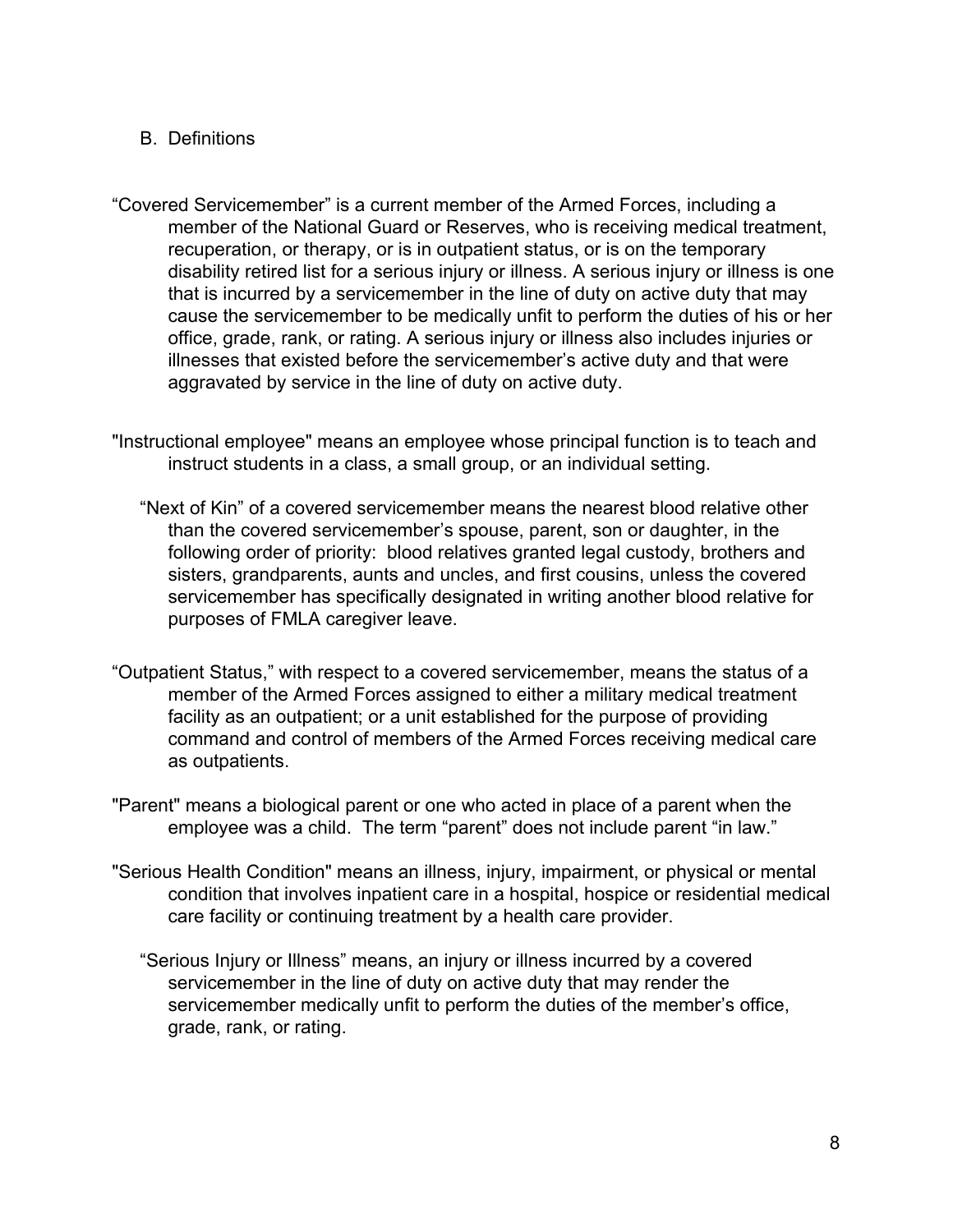## B. Definitions

“Covered Servicemember” is a current member of the Armed Forces, including a member of the National Guard or Reserves, who is receiving medical treatment, recuperation, or therapy, or is in outpatient status, or is on the temporary disability retired list for a serious injury or illness. A serious injury or illness is one that is incurred by a servicemember in the line of duty on active duty that may cause the servicemember to be medically unfit to perform the duties of his or her office, grade, rank, or rating. A serious injury or illness also includes injuries or illnesses that existed before the servicemember’s active duty and that were aggravated by service in the line of duty on active duty.

"Instructional employee" means an employee whose principal function is to teach and instruct students in a class, a small group, or an individual setting.

“Next of Kin” of a covered servicemember means the nearest blood relative other than the covered servicemember’s spouse, parent, son or daughter, in the following order of priority: blood relatives granted legal custody, brothers and sisters, grandparents, aunts and uncles, and first cousins, unless the covered servicemember has specifically designated in writing another blood relative for purposes of FMLA caregiver leave.

“Outpatient Status,” with respect to a covered servicemember, means the status of a member of the Armed Forces assigned to either a military medical treatment facility as an outpatient; or a unit established for the purpose of providing command and control of members of the Armed Forces receiving medical care as outpatients.

"Parent" means a biological parent or one who acted in place of a parent when the employee was a child. The term “parent” does not include parent “in law.”

"Serious Health Condition" means an illness, injury, impairment, or physical or mental condition that involves inpatient care in a hospital, hospice or residential medical care facility or continuing treatment by a health care provider.

“Serious Injury or Illness” means, an injury or illness incurred by a covered servicemember in the line of duty on active duty that may render the servicemember medically unfit to perform the duties of the member’s office, grade, rank, or rating.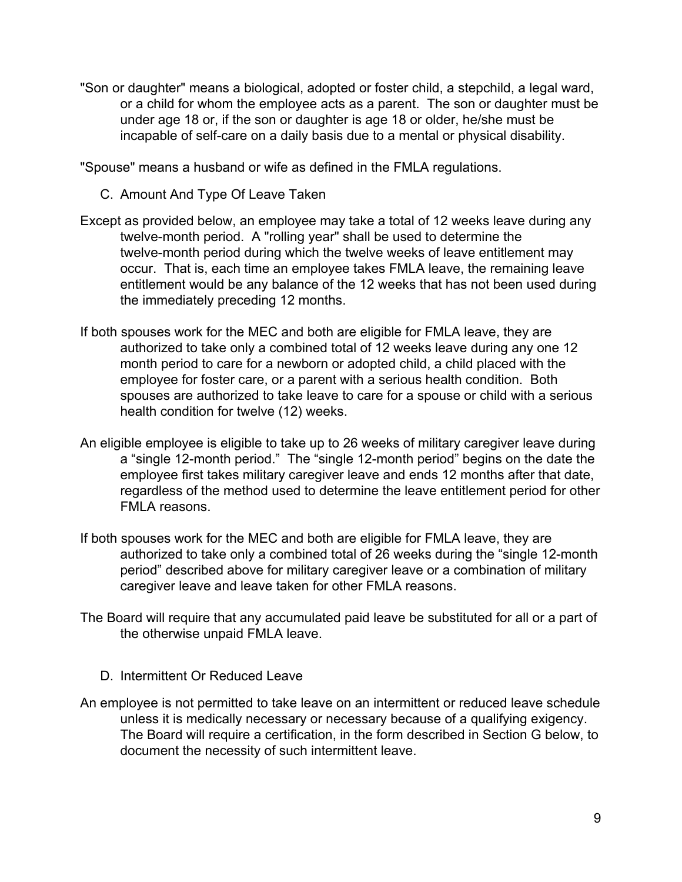"Son or daughter" means a biological, adopted or foster child, a stepchild, a legal ward, or a child for whom the employee acts as a parent. The son or daughter must be under age 18 or, if the son or daughter is age 18 or older, he/she must be incapable of self-care on a daily basis due to a mental or physical disability.

"Spouse" means a husband or wife as defined in the FMLA regulations.

### C. Amount And Type Of Leave Taken

Except as provided below, an employee may take a total of 12 weeks leave during any twelve-month period. A "rolling year" shall be used to determine the twelve-month period during which the twelve weeks of leave entitlement may occur. That is, each time an employee takes FMLA leave, the remaining leave entitlement would be any balance of the 12 weeks that has not been used during the immediately preceding 12 months.

If both spouses work for the MEC and both are eligible for FMLA leave, they are authorized to take only a combined total of 12 weeks leave during any one 12 month period to care for a newborn or adopted child, a child placed with the employee for foster care, or a parent with a serious health condition. Both spouses are authorized to take leave to care for a spouse or child with a serious health condition for twelve (12) weeks.

An eligible employee is eligible to take up to 26 weeks of military caregiver leave during a “single 12-month period.” The “single 12-month period” begins on the date the employee first takes military caregiver leave and ends 12 months after that date, regardless of the method used to determine the leave entitlement period for other FMLA reasons.

If both spouses work for the MEC and both are eligible for FMLA leave, they are authorized to take only a combined total of 26 weeks during the “single 12-month period” described above for military caregiver leave or a combination of military caregiver leave and leave taken for other FMLA reasons.

The Board will require that any accumulated paid leave be substituted for all or a part of the otherwise unpaid FMLA leave.

### D. Intermittent Or Reduced Leave

An employee is not permitted to take leave on an intermittent or reduced leave schedule unless it is medically necessary or necessary because of a qualifying exigency. The Board will require a certification, in the form described in Section G below, to document the necessity of such intermittent leave.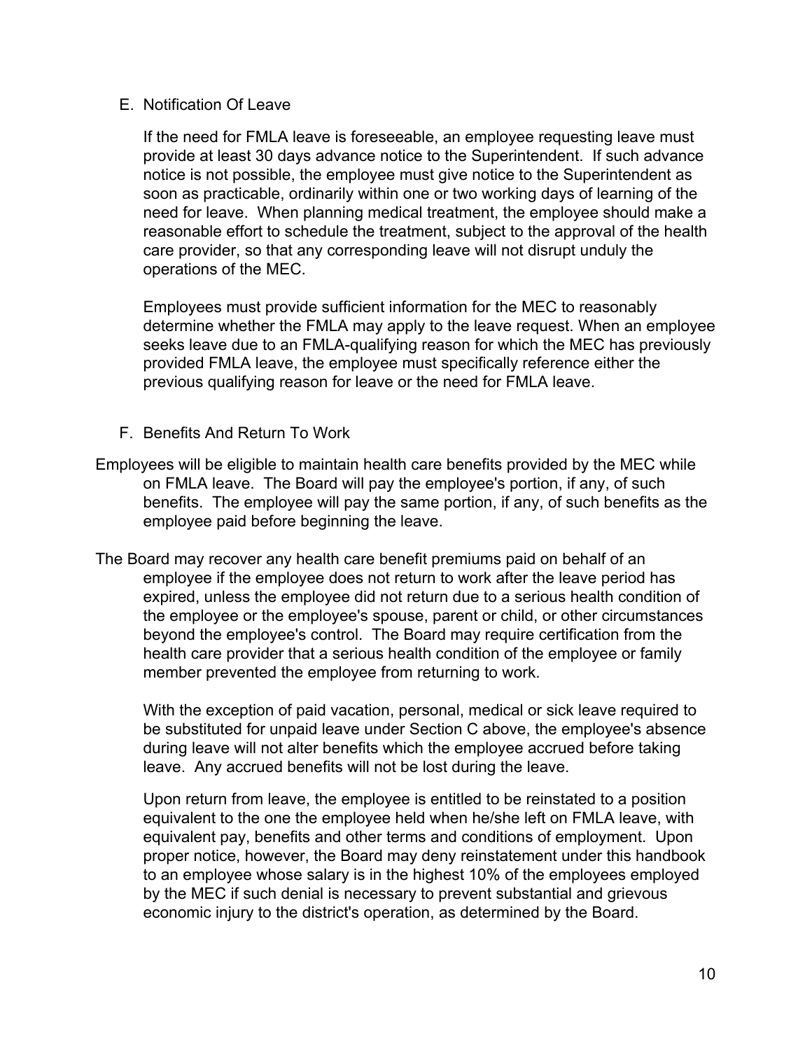E. Notification Of Leave

If the need for FMLA leave is foreseeable, an employee requesting leave must provide at least 30 days advance notice to the Superintendent. If such advance notice is not possible, the employee must give notice to the Superintendent as soon as practicable, ordinarily within one or two working days of learning of the need for leave. When planning medical treatment, the employee should make a reasonable effort to schedule the treatment, subject to the approval of the health care provider, so that any corresponding leave will not disrupt unduly the operations of the MEC.

Employees must provide sufficient information for the MEC to reasonably determine whether the FMLA may apply to the leave request. When an employee seeks leave due to an FMLA-qualifying reason for which the MEC has previously provided FMLA leave, the employee must specifically reference either the previous qualifying reason for leave or the need for FMLA leave.

F. Benefits And Return To Work

Employees will be eligible to maintain health care benefits provided by the MEC while on FMLA leave. The Board will pay the employee's portion, if any, of such benefits. The employee will pay the same portion, if any, of such benefits as the employee paid before beginning the leave.

The Board may recover any health care benefit premiums paid on behalf of an employee if the employee does not return to work after the leave period has expired, unless the employee did not return due to a serious health condition of the employee or the employee's spouse, parent or child, or other circumstances beyond the employee's control. The Board may require certification from the health care provider that a serious health condition of the employee or family member prevented the employee from returning to work.

With the exception of paid vacation, personal, medical or sick leave required to be substituted for unpaid leave under Section C above, the employee's absence during leave will not alter benefits which the employee accrued before taking leave. Any accrued benefits will not be lost during the leave.

Upon return from leave, the employee is entitled to be reinstated to a position equivalent to the one the employee held when he/she left on FMLA leave, with equivalent pay, benefits and other terms and conditions of employment. Upon proper notice, however, the Board may deny reinstatement under this handbook to an employee whose salary is in the highest 10% of the employees employed by the MEC if such denial is necessary to prevent substantial and grievous economic injury to the district's operation, as determined by the Board.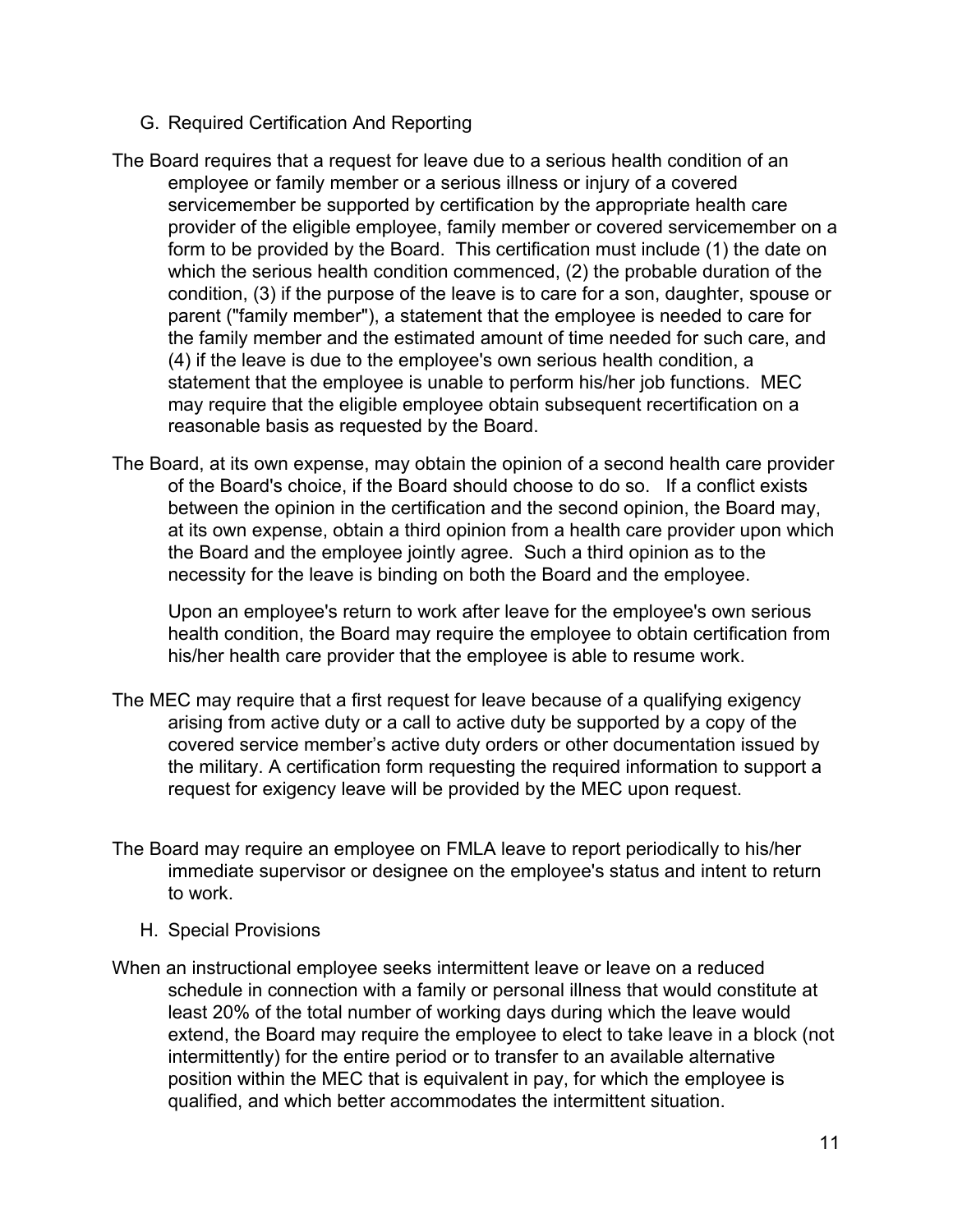### G. Required Certification And Reporting

The Board requires that a request for leave due to a serious health condition of an employee or family member or a serious illness or injury of a covered servicemember be supported by certification by the appropriate health care provider of the eligible employee, family member or covered servicemember on a form to be provided by the Board. This certification must include (1) the date on which the serious health condition commenced, (2) the probable duration of the condition, (3) if the purpose of the leave is to care for a son, daughter, spouse or parent ("family member"), a statement that the employee is needed to care for the family member and the estimated amount of time needed for such care, and (4) if the leave is due to the employee's own serious health condition, a statement that the employee is unable to perform his/her job functions. MEC may require that the eligible employee obtain subsequent recertification on a reasonable basis as requested by the Board.

The Board, at its own expense, may obtain the opinion of a second health care provider of the Board's choice, if the Board should choose to do so. If a conflict exists between the opinion in the certification and the second opinion, the Board may, at its own expense, obtain a third opinion from a health care provider upon which the Board and the employee jointly agree. Such a third opinion as to the necessity for the leave is binding on both the Board and the employee.

Upon an employee's return to work after leave for the employee's own serious health condition, the Board may require the employee to obtain certification from his/her health care provider that the employee is able to resume work.

The MEC may require that a first request for leave because of a qualifying exigency arising from active duty or a call to active duty be supported by a copy of the covered service member's active duty orders or other documentation issued by the military. A certification form requesting the required information to support a request for exigency leave will be provided by the MEC upon request.

The Board may require an employee on FMLA leave to report periodically to his/her immediate supervisor or designee on the employee's status and intent to return to work.

### H. Special Provisions

When an instructional employee seeks intermittent leave or leave on a reduced schedule in connection with a family or personal illness that would constitute at least 20% of the total number of working days during which the leave would extend, the Board may require the employee to elect to take leave in a block (not intermittently) for the entire period or to transfer to an available alternative position within the MEC that is equivalent in pay, for which the employee is qualified, and which better accommodates the intermittent situation.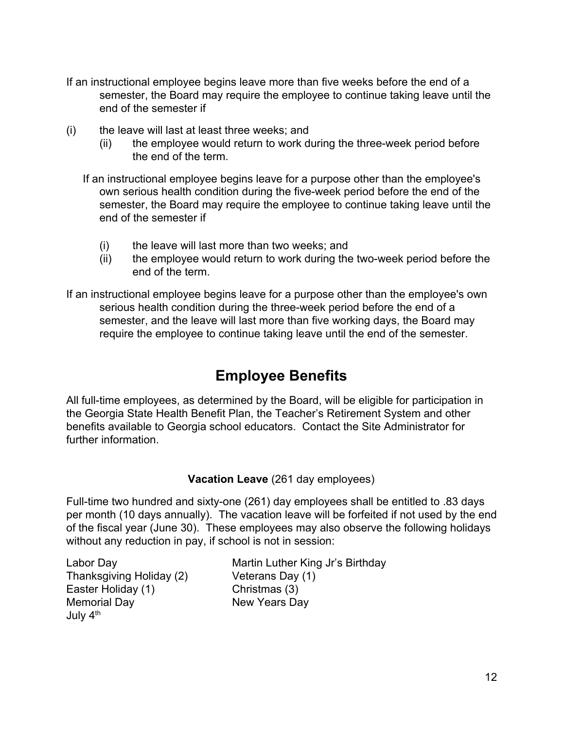If an instructional employee begins leave more than five weeks before the end of a semester, the Board may require the employee to continue taking leave until the end of the semester if

(i) the leave will last at least three weeks; and

(ii) the employee would return to work during the three-week period before the end of the term.

If an instructional employee begins leave for a purpose other than the employee's own serious health condition during the five-week period before the end of the semester, the Board may require the employee to continue taking leave until the end of the semester if

(i) the leave will last more than two weeks; and

(ii) the employee would return to work during the two-week period before the end of the term.

If an instructional employee begins leave for a purpose other than the employee's own serious health condition during the three-week period before the end of a semester, and the leave will last more than five working days, the Board may require the employee to continue taking leave until the end of the semester.

# Employee Benefits

All full-time employees, as determined by the Board, will be eligible for participation in the Georgia State Health Benefit Plan, the Teacher's Retirement System and other benefits available to Georgia school educators. Contact the Site Administrator for further information.

**Vacation Leave** (261 day employees)

Full-time two hundred and sixty-one (261) day employees shall be entitled to .83 days per month (10 days annually). The vacation leave will be forfeited if not used by the end of the fiscal year (June 30). These employees may also observe the following holidays without any reduction in pay, if school is not in session:

- Labor Day
- Thanksgiving Holiday (2)
- Easter Holiday (1)
- Memorial Day
- July 4th
- Martin Luther King Jr's Birthday
- Veterans Day (1)
- Christmas (3)
- New Years Day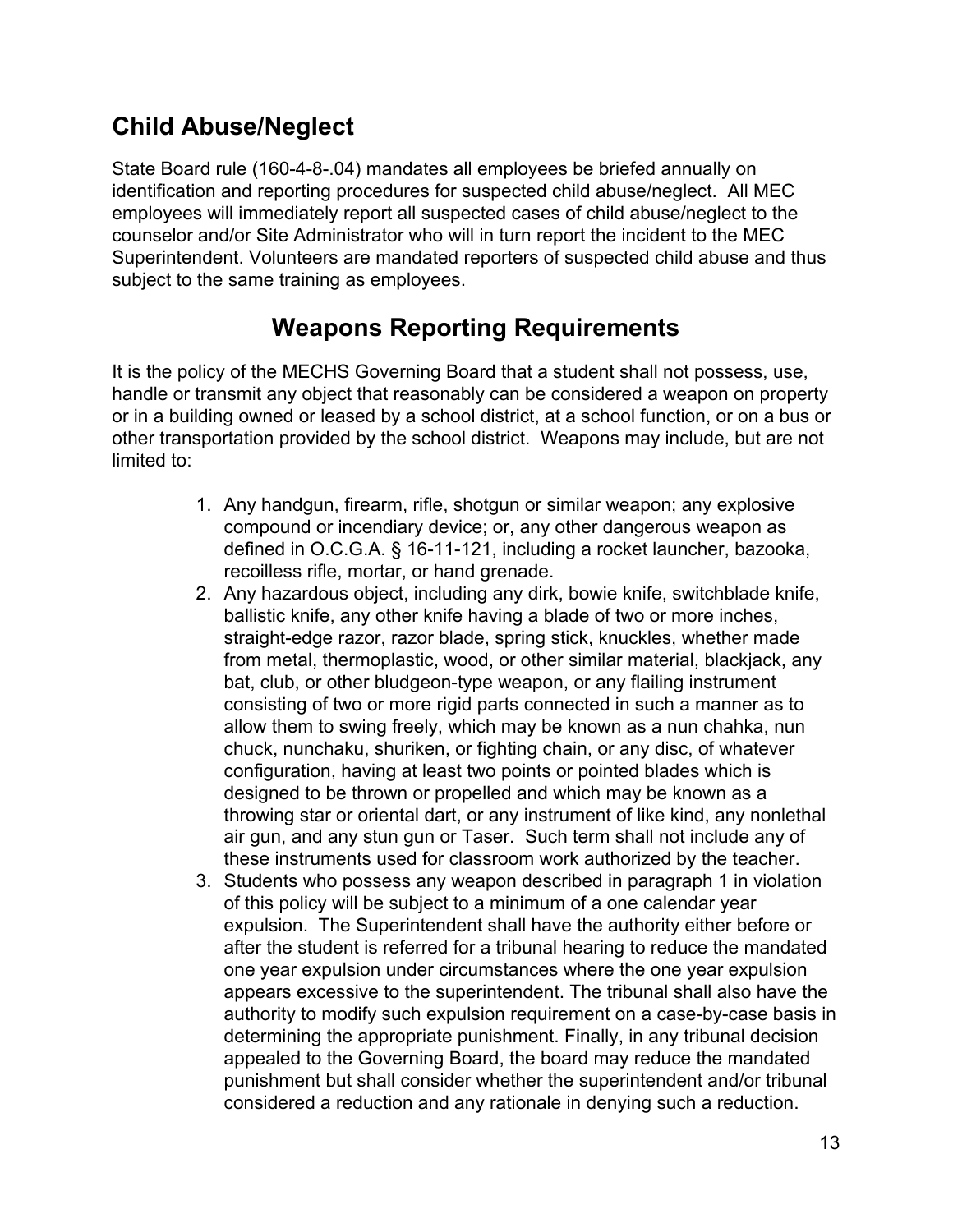## Child Abuse/Neglect

State Board rule (160-4-8-.04) mandates all employees be briefed annually on identification and reporting procedures for suspected child abuse/neglect. All MEC employees will immediately report all suspected cases of child abuse/neglect to the counselor and/or Site Administrator who will in turn report the incident to the MEC Superintendent. Volunteers are mandated reporters of suspected child abuse and thus subject to the same training as employees.

## Weapons Reporting Requirements

It is the policy of the MECHS Governing Board that a student shall not possess, use, handle or transmit any object that reasonably can be considered a weapon on property or in a building owned or leased by a school district, at a school function, or on a bus or other transportation provided by the school district. Weapons may include, but are not limited to:

1. Any handgun, firearm, rifle, shotgun or similar weapon; any explosive compound or incendiary device; or, any other dangerous weapon as defined in O.C.G.A. § 16-11-121, including a rocket launcher, bazooka, recoilless rifle, mortar, or hand grenade.
2. Any hazardous object, including any dirk, bowie knife, switchblade knife, ballistic knife, any other knife having a blade of two or more inches, straight-edge razor, razor blade, spring stick, knuckles, whether made from metal, thermoplastic, wood, or other similar material, blackjack, any bat, club, or other bludgeon-type weapon, or any flailing instrument consisting of two or more rigid parts connected in such a manner as to allow them to swing freely, which may be known as a nun chahka, nun chuck, nunchaku, shuriken, or fighting chain, or any disc, of whatever configuration, having at least two points or pointed blades which is designed to be thrown or propelled and which may be known as a throwing star or oriental dart, or any instrument of like kind, any nonlethal air gun, and any stun gun or Taser. Such term shall not include any of these instruments used for classroom work authorized by the teacher.
3. Students who possess any weapon described in paragraph 1 in violation of this policy will be subject to a minimum of a one calendar year expulsion. The Superintendent shall have the authority either before or after the student is referred for a tribunal hearing to reduce the mandated one year expulsion under circumstances where the one year expulsion appears excessive to the superintendent. The tribunal shall also have the authority to modify such expulsion requirement on a case-by-case basis in determining the appropriate punishment. Finally, in any tribunal decision appealed to the Governing Board, the board may reduce the mandated punishment but shall consider whether the superintendent and/or tribunal considered a reduction and any rationale in denying such a reduction.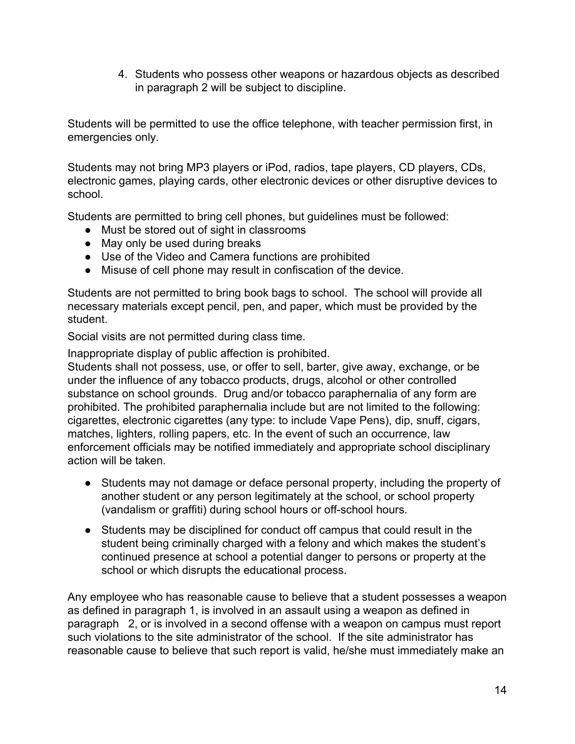4. Students who possess other weapons or hazardous objects as described in paragraph 2 will be subject to discipline.

Students will be permitted to use the office telephone, with teacher permission first, in emergencies only.

Students may not bring MP3 players or iPod, radios, tape players, CD players, CDs, electronic games, playing cards, other electronic devices or other disruptive devices to school.

Students are permitted to bring cell phones, but guidelines must be followed:

- Must be stored out of sight in classrooms
- May only be used during breaks
- Use of the Video and Camera functions are prohibited
- Misuse of cell phone may result in confiscation of the device.

Students are not permitted to bring book bags to school. The school will provide all necessary materials except pencil, pen, and paper, which must be provided by the student.

Social visits are not permitted during class time.

Inappropriate display of public affection is prohibited.

Students shall not possess, use, or offer to sell, barter, give away, exchange, or be under the influence of any tobacco products, drugs, alcohol or other controlled substance on school grounds. Drug and/or tobacco paraphernalia of any form are prohibited. The prohibited paraphernalia include but are not limited to the following: cigarettes, electronic cigarettes (any type: to include Vape Pens), dip, snuff, cigars, matches, lighters, rolling papers, etc. In the event of such an occurrence, law enforcement officials may be notified immediately and appropriate school disciplinary action will be taken.

- Students may not damage or deface personal property, including the property of another student or any person legitimately at the school, or school property (vandalism or graffiti) during school hours or off-school hours.
- Students may be disciplined for conduct off campus that could result in the student being criminally charged with a felony and which makes the student's continued presence at school a potential danger to persons or property at the school or which disrupts the educational process.

Any employee who has reasonable cause to believe that a student possesses a weapon as defined in paragraph 1, is involved in an assault using a weapon as defined in paragraph 2, or is involved in a second offense with a weapon on campus must report such violations to the site administrator of the school. If the site administrator has reasonable cause to believe that such report is valid, he/she must immediately make an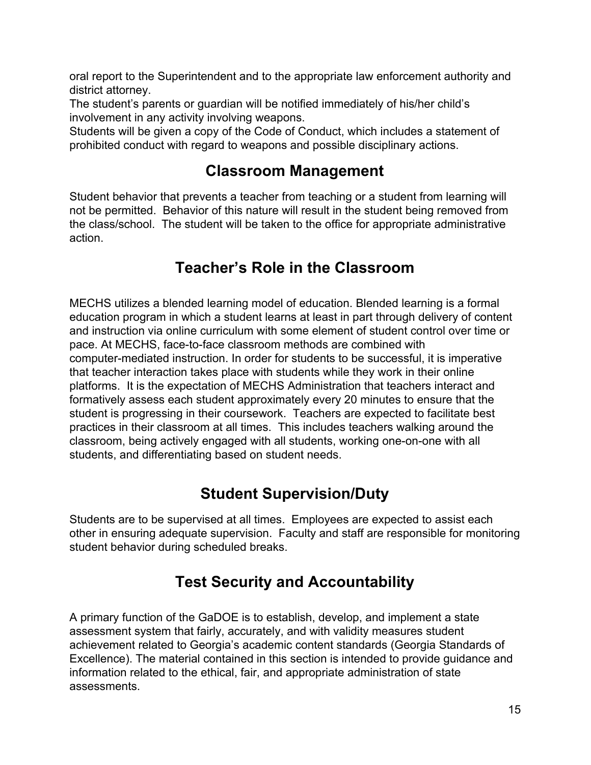oral report to the Superintendent and to the appropriate law enforcement authority and district attorney.

The student's parents or guardian will be notified immediately of his/her child's involvement in any activity involving weapons.

Students will be given a copy of the Code of Conduct, which includes a statement of prohibited conduct with regard to weapons and possible disciplinary actions.

## Classroom Management

Student behavior that prevents a teacher from teaching or a student from learning will not be permitted. Behavior of this nature will result in the student being removed from the class/school. The student will be taken to the office for appropriate administrative action.

## Teacher's Role in the Classroom

MECHS utilizes a blended learning model of education. Blended learning is a formal education program in which a student learns at least in part through delivery of content and instruction via online curriculum with some element of student control over time or pace. At MECHS, face-to-face classroom methods are combined with computer-mediated instruction. In order for students to be successful, it is imperative that teacher interaction takes place with students while they work in their online platforms. It is the expectation of MECHS Administration that teachers interact and formatively assess each student approximately every 20 minutes to ensure that the student is progressing in their coursework. Teachers are expected to facilitate best practices in their classroom at all times. This includes teachers walking around the classroom, being actively engaged with all students, working one-on-one with all students, and differentiating based on student needs.

## Student Supervision/Duty

Students are to be supervised at all times. Employees are expected to assist each other in ensuring adequate supervision. Faculty and staff are responsible for monitoring student behavior during scheduled breaks.

## Test Security and Accountability

A primary function of the GaDOE is to establish, develop, and implement a state assessment system that fairly, accurately, and with validity measures student achievement related to Georgia's academic content standards (Georgia Standards of Excellence). The material contained in this section is intended to provide guidance and information related to the ethical, fair, and appropriate administration of state assessments.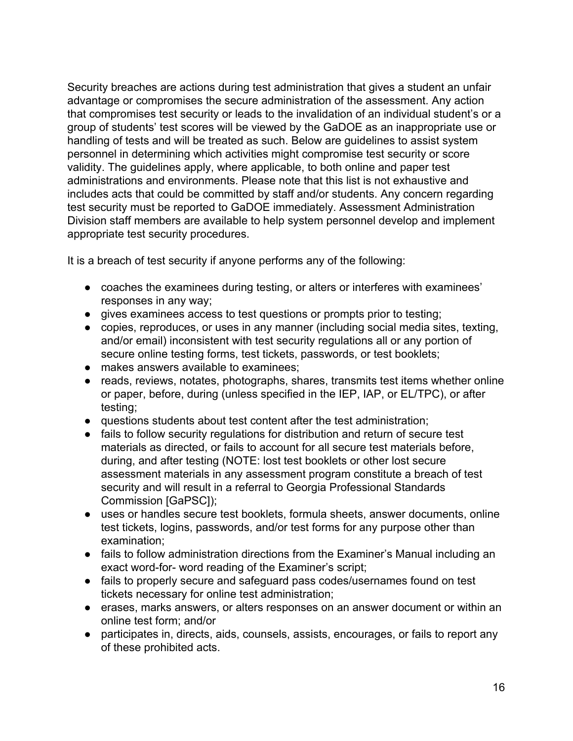Security breaches are actions during test administration that gives a student an unfair advantage or compromises the secure administration of the assessment. Any action that compromises test security or leads to the invalidation of an individual student's or a group of students' test scores will be viewed by the GaDOE as an inappropriate use or handling of tests and will be treated as such. Below are guidelines to assist system personnel in determining which activities might compromise test security or score validity. The guidelines apply, where applicable, to both online and paper test administrations and environments. Please note that this list is not exhaustive and includes acts that could be committed by staff and/or students. Any concern regarding test security must be reported to GaDOE immediately. Assessment Administration Division staff members are available to help system personnel develop and implement appropriate test security procedures.

It is a breach of test security if anyone performs any of the following:

- coaches the examinees during testing, or alters or interferes with examinees' responses in any way;
- gives examinees access to test questions or prompts prior to testing;
- copies, reproduces, or uses in any manner (including social media sites, texting, and/or email) inconsistent with test security regulations all or any portion of secure online testing forms, test tickets, passwords, or test booklets;
- makes answers available to examinees;
- reads, reviews, notates, photographs, shares, transmits test items whether online or paper, before, during (unless specified in the IEP, IAP, or EL/TPC), or after testing;
- questions students about test content after the test administration;
- fails to follow security regulations for distribution and return of secure test materials as directed, or fails to account for all secure test materials before, during, and after testing (NOTE: lost test booklets or other lost secure assessment materials in any assessment program constitute a breach of test security and will result in a referral to Georgia Professional Standards Commission [GaPSC]);
- uses or handles secure test booklets, formula sheets, answer documents, online test tickets, logins, passwords, and/or test forms for any purpose other than examination;
- fails to follow administration directions from the Examiner's Manual including an exact word-for- word reading of the Examiner's script;
- fails to properly secure and safeguard pass codes/usernames found on test tickets necessary for online test administration;
- erases, marks answers, or alters responses on an answer document or within an online test form; and/or
- participates in, directs, aids, counsels, assists, encourages, or fails to report any of these prohibited acts.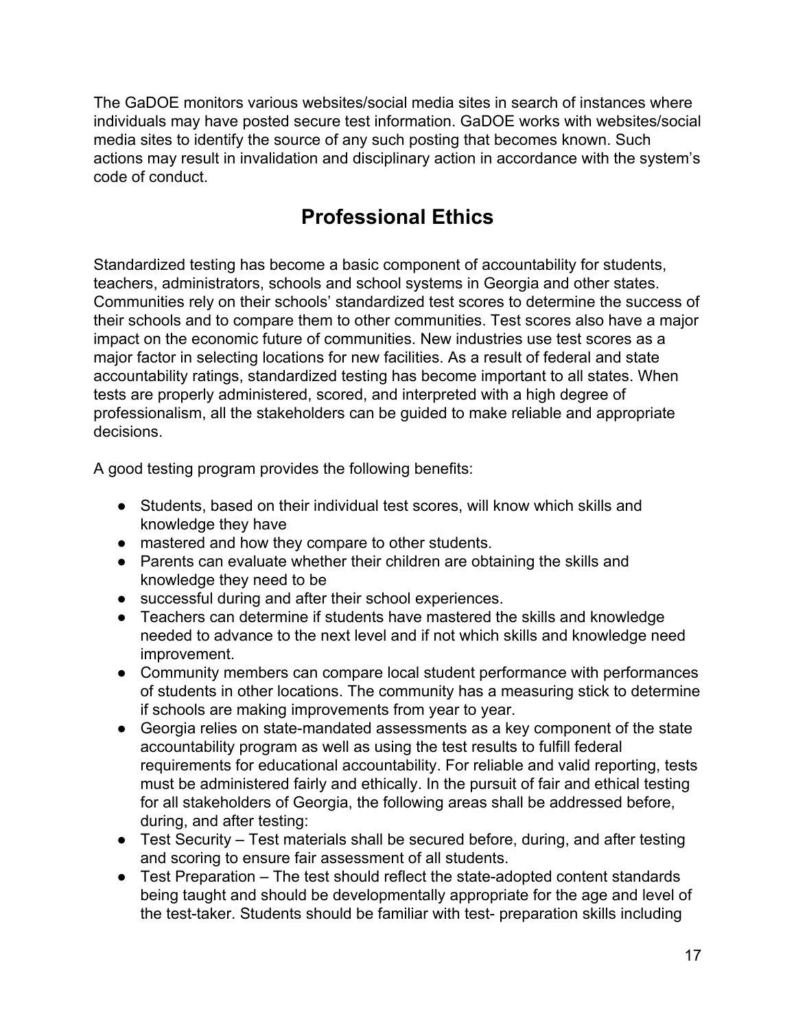The GaDOE monitors various websites/social media sites in search of instances where individuals may have posted secure test information. GaDOE works with websites/social media sites to identify the source of any such posting that becomes known. Such actions may result in invalidation and disciplinary action in accordance with the system's code of conduct.

## Professional Ethics

Standardized testing has become a basic component of accountability for students, teachers, administrators, schools and school systems in Georgia and other states. Communities rely on their schools' standardized test scores to determine the success of their schools and to compare them to other communities. Test scores also have a major impact on the economic future of communities. New industries use test scores as a major factor in selecting locations for new facilities. As a result of federal and state accountability ratings, standardized testing has become important to all states. When tests are properly administered, scored, and interpreted with a high degree of professionalism, all the stakeholders can be guided to make reliable and appropriate decisions.

A good testing program provides the following benefits:

- Students, based on their individual test scores, will know which skills and knowledge they have
- mastered and how they compare to other students.
- Parents can evaluate whether their children are obtaining the skills and knowledge they need to be
- successful during and after their school experiences.
- Teachers can determine if students have mastered the skills and knowledge needed to advance to the next level and if not which skills and knowledge need improvement.
- Community members can compare local student performance with performances of students in other locations. The community has a measuring stick to determine if schools are making improvements from year to year.
- Georgia relies on state-mandated assessments as a key component of the state accountability program as well as using the test results to fulfill federal requirements for educational accountability. For reliable and valid reporting, tests must be administered fairly and ethically. In the pursuit of fair and ethical testing for all stakeholders of Georgia, the following areas shall be addressed before, during, and after testing:
- Test Security – Test materials shall be secured before, during, and after testing and scoring to ensure fair assessment of all students.
- Test Preparation – The test should reflect the state-adopted content standards being taught and should be developmentally appropriate for the age and level of the test-taker. Students should be familiar with test- preparation skills including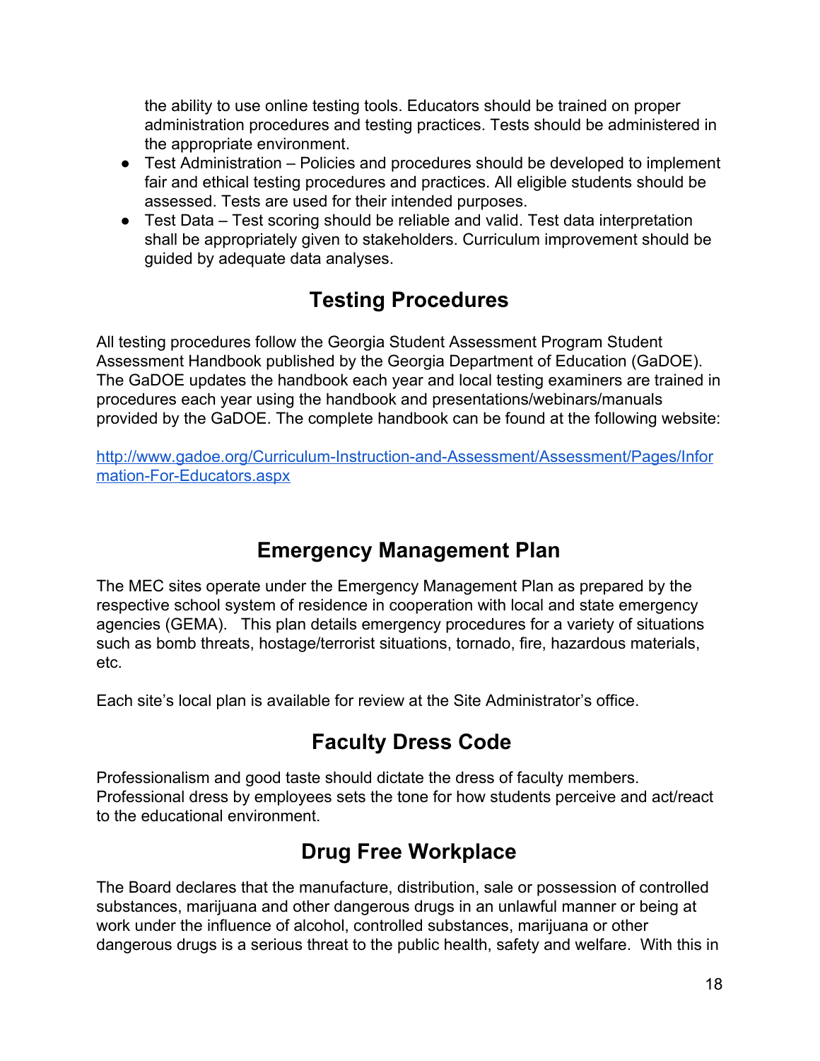the ability to use online testing tools. Educators should be trained on proper administration procedures and testing practices. Tests should be administered in the appropriate environment.

- Test Administration – Policies and procedures should be developed to implement fair and ethical testing procedures and practices. All eligible students should be assessed. Tests are used for their intended purposes.
- Test Data – Test scoring should be reliable and valid. Test data interpretation shall be appropriately given to stakeholders. Curriculum improvement should be guided by adequate data analyses.

## Testing Procedures

All testing procedures follow the Georgia Student Assessment Program Student Assessment Handbook published by the Georgia Department of Education (GaDOE). The GaDOE updates the handbook each year and local testing examiners are trained in procedures each year using the handbook and presentations/webinars/manuals provided by the GaDOE. The complete handbook can be found at the following website:

[http://www.gadoe.org/Curriculum-Instruction-and-Assessment/Assessment/Pages/Information-For-Educators.aspx](http://www.gadoe.org/Curriculum-Instruction-and-Assessment/Assessment/Pages/Information-For-Educators.aspx)

## Emergency Management Plan

The MEC sites operate under the Emergency Management Plan as prepared by the respective school system of residence in cooperation with local and state emergency agencies (GEMA). This plan details emergency procedures for a variety of situations such as bomb threats, hostage/terrorist situations, tornado, fire, hazardous materials, etc.

Each site's local plan is available for review at the Site Administrator's office.

## Faculty Dress Code

Professionalism and good taste should dictate the dress of faculty members. Professional dress by employees sets the tone for how students perceive and act/react to the educational environment.

## Drug Free Workplace

The Board declares that the manufacture, distribution, sale or possession of controlled substances, marijuana and other dangerous drugs in an unlawful manner or being at work under the influence of alcohol, controlled substances, marijuana or other dangerous drugs is a serious threat to the public health, safety and welfare. With this in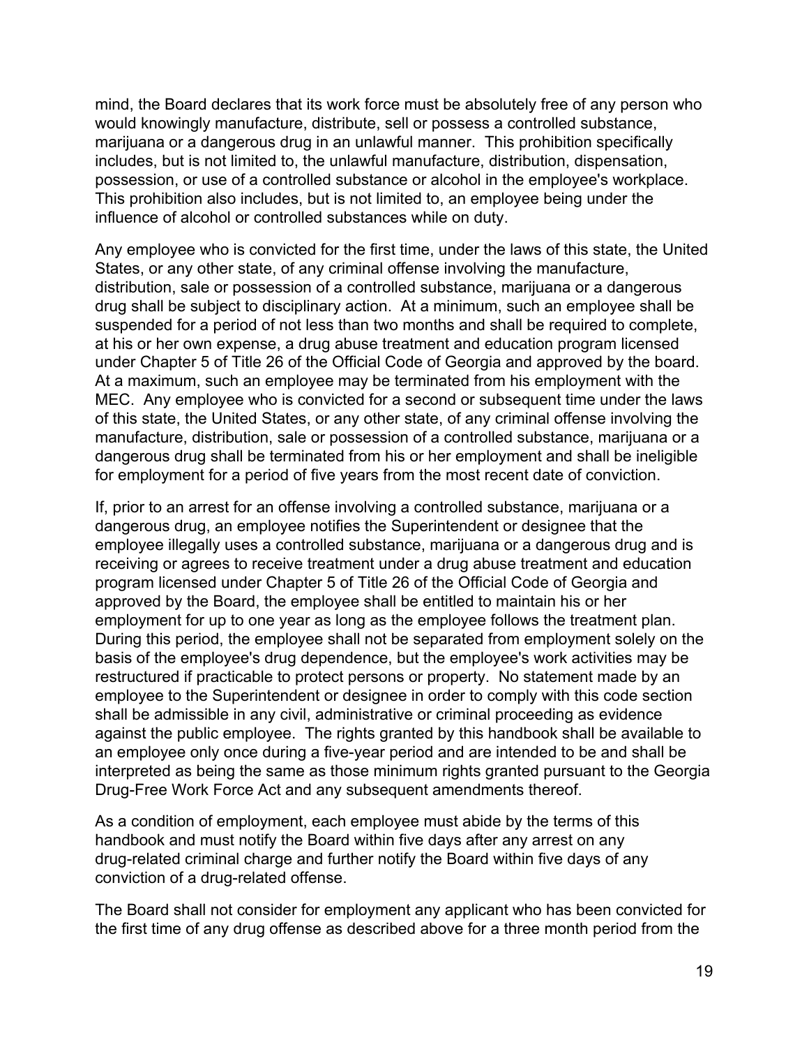mind, the Board declares that its work force must be absolutely free of any person who would knowingly manufacture, distribute, sell or possess a controlled substance, marijuana or a dangerous drug in an unlawful manner. This prohibition specifically includes, but is not limited to, the unlawful manufacture, distribution, dispensation, possession, or use of a controlled substance or alcohol in the employee's workplace. This prohibition also includes, but is not limited to, an employee being under the influence of alcohol or controlled substances while on duty.

Any employee who is convicted for the first time, under the laws of this state, the United States, or any other state, of any criminal offense involving the manufacture, distribution, sale or possession of a controlled substance, marijuana or a dangerous drug shall be subject to disciplinary action. At a minimum, such an employee shall be suspended for a period of not less than two months and shall be required to complete, at his or her own expense, a drug abuse treatment and education program licensed under Chapter 5 of Title 26 of the Official Code of Georgia and approved by the board. At a maximum, such an employee may be terminated from his employment with the MEC. Any employee who is convicted for a second or subsequent time under the laws of this state, the United States, or any other state, of any criminal offense involving the manufacture, distribution, sale or possession of a controlled substance, marijuana or a dangerous drug shall be terminated from his or her employment and shall be ineligible for employment for a period of five years from the most recent date of conviction.

If, prior to an arrest for an offense involving a controlled substance, marijuana or a dangerous drug, an employee notifies the Superintendent or designee that the employee illegally uses a controlled substance, marijuana or a dangerous drug and is receiving or agrees to receive treatment under a drug abuse treatment and education program licensed under Chapter 5 of Title 26 of the Official Code of Georgia and approved by the Board, the employee shall be entitled to maintain his or her employment for up to one year as long as the employee follows the treatment plan. During this period, the employee shall not be separated from employment solely on the basis of the employee's drug dependence, but the employee's work activities may be restructured if practicable to protect persons or property. No statement made by an employee to the Superintendent or designee in order to comply with this code section shall be admissible in any civil, administrative or criminal proceeding as evidence against the public employee. The rights granted by this handbook shall be available to an employee only once during a five-year period and are intended to be and shall be interpreted as being the same as those minimum rights granted pursuant to the Georgia Drug-Free Work Force Act and any subsequent amendments thereof.

As a condition of employment, each employee must abide by the terms of this handbook and must notify the Board within five days after any arrest on any drug-related criminal charge and further notify the Board within five days of any conviction of a drug-related offense.

The Board shall not consider for employment any applicant who has been convicted for the first time of any drug offense as described above for a three month period from the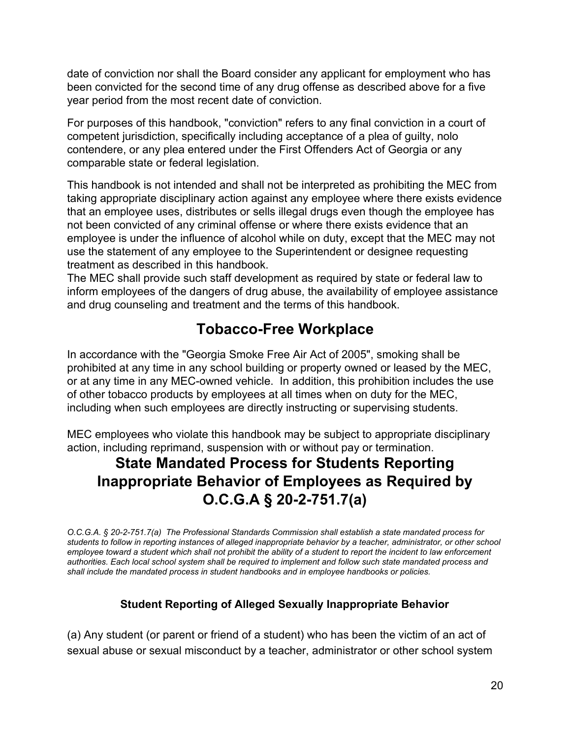date of conviction nor shall the Board consider any applicant for employment who has been convicted for the second time of any drug offense as described above for a five year period from the most recent date of conviction.

For purposes of this handbook, "conviction" refers to any final conviction in a court of competent jurisdiction, specifically including acceptance of a plea of guilty, nolo contendere, or any plea entered under the First Offenders Act of Georgia or any comparable state or federal legislation.

This handbook is not intended and shall not be interpreted as prohibiting the MEC from taking appropriate disciplinary action against any employee where there exists evidence that an employee uses, distributes or sells illegal drugs even though the employee has not been convicted of any criminal offense or where there exists evidence that an employee is under the influence of alcohol while on duty, except that the MEC may not use the statement of any employee to the Superintendent or designee requesting treatment as described in this handbook.
The MEC shall provide such staff development as required by state or federal law to inform employees of the dangers of drug abuse, the availability of employee assistance and drug counseling and treatment and the terms of this handbook.

## Tobacco-Free Workplace

In accordance with the "Georgia Smoke Free Air Act of 2005", smoking shall be prohibited at any time in any school building or property owned or leased by the MEC, or at any time in any MEC-owned vehicle. In addition, this prohibition includes the use of other tobacco products by employees at all times when on duty for the MEC, including when such employees are directly instructing or supervising students.

MEC employees who violate this handbook may be subject to appropriate disciplinary action, including reprimand, suspension with or without pay or termination.

## State Mandated Process for Students Reporting Inappropriate Behavior of Employees as Required by O.C.G.A § 20-2-751.7(a)

***O.C.G.A. § 20-2-751.7(a) The Professional Standards Commission shall establish a state mandated process for students to follow in reporting instances of alleged inappropriate behavior by a teacher, administrator, or other school employee toward a student which shall not prohibit the ability of a student to report the incident to law enforcement authorities. Each local school system shall be required to implement and follow such state mandated process and shall include the mandated process in student handbooks and in employee handbooks or policies.***

### Student Reporting of Alleged Sexually Inappropriate Behavior

(a) Any student (or parent or friend of a student) who has been the victim of an act of sexual abuse or sexual misconduct by a teacher, administrator or other school system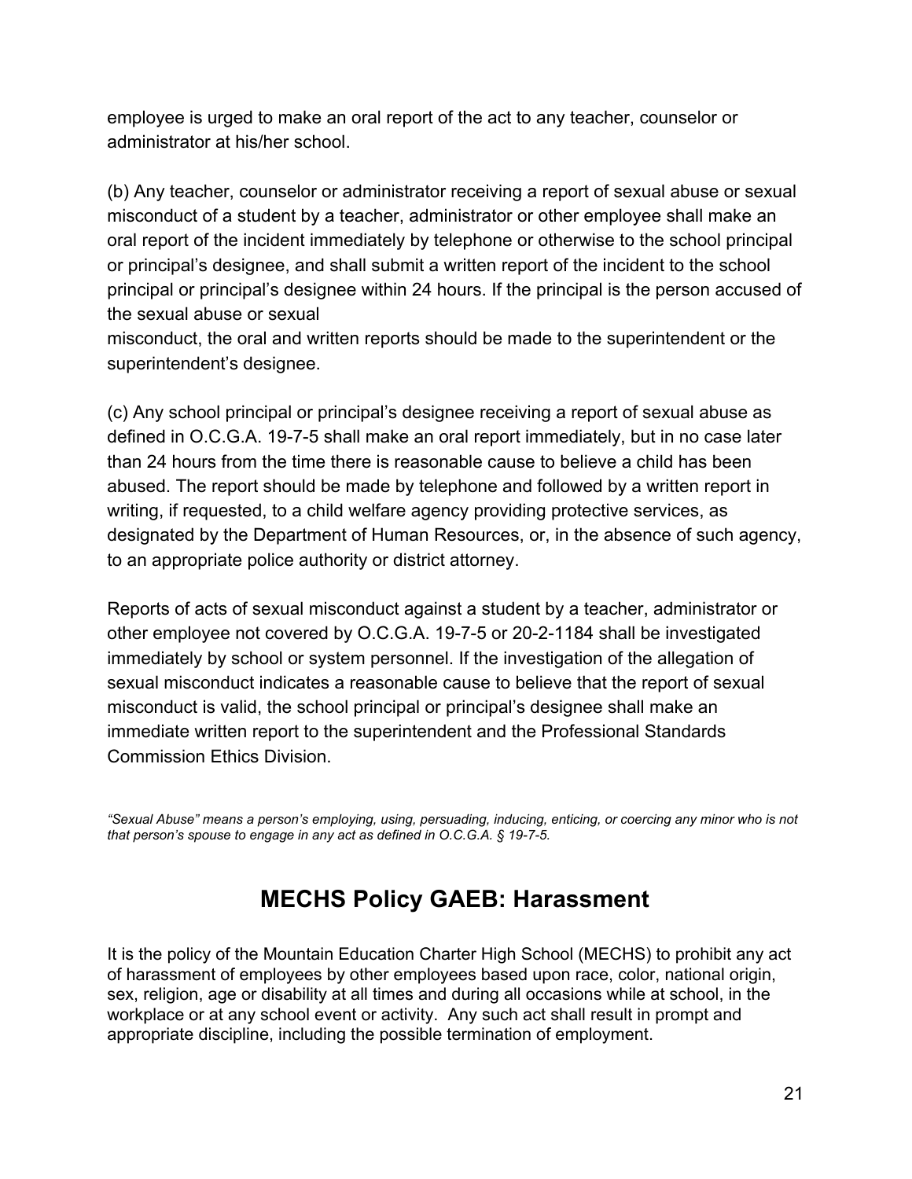employee is urged to make an oral report of the act to any teacher, counselor or administrator at his/her school.

(b) Any teacher, counselor or administrator receiving a report of sexual abuse or sexual misconduct of a student by a teacher, administrator or other employee shall make an oral report of the incident immediately by telephone or otherwise to the school principal or principal's designee, and shall submit a written report of the incident to the school principal or principal's designee within 24 hours. If the principal is the person accused of the sexual abuse or sexual
misconduct, the oral and written reports should be made to the superintendent or the superintendent's designee.

(c) Any school principal or principal's designee receiving a report of sexual abuse as defined in O.C.G.A. 19-7-5 shall make an oral report immediately, but in no case later than 24 hours from the time there is reasonable cause to believe a child has been abused. The report should be made by telephone and followed by a written report in writing, if requested, to a child welfare agency providing protective services, as designated by the Department of Human Resources, or, in the absence of such agency, to an appropriate police authority or district attorney.

Reports of acts of sexual misconduct against a student by a teacher, administrator or other employee not covered by O.C.G.A. 19-7-5 or 20-2-1184 shall be investigated immediately by school or system personnel. If the investigation of the allegation of sexual misconduct indicates a reasonable cause to believe that the report of sexual misconduct is valid, the school principal or principal's designee shall make an immediate written report to the superintendent and the Professional Standards Commission Ethics Division.

*"Sexual Abuse" means a person's employing, using, persuading, inducing, enticing, or coercing any minor who is not that person's spouse to engage in any act as defined in O.C.G.A. § 19-7-5.*

## MECHS Policy GAEB: Harassment

It is the policy of the Mountain Education Charter High School (MECHS) to prohibit any act of harassment of employees by other employees based upon race, color, national origin, sex, religion, age or disability at all times and during all occasions while at school, in the workplace or at any school event or activity. Any such act shall result in prompt and appropriate discipline, including the possible termination of employment.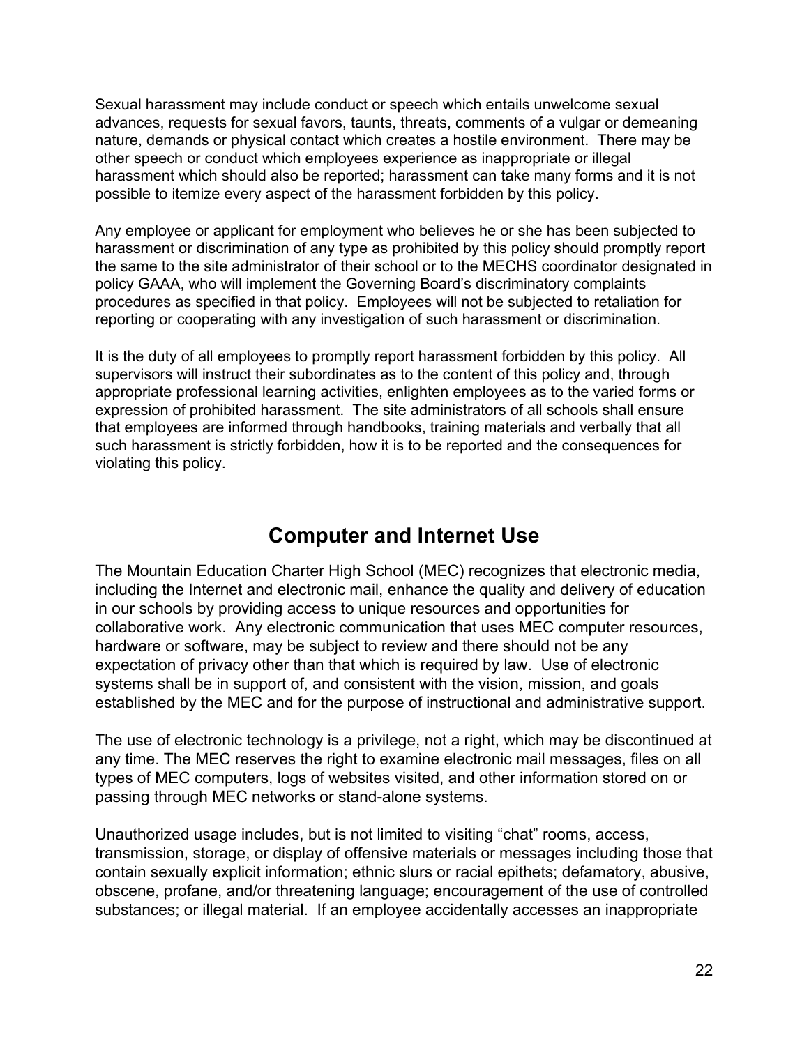Sexual harassment may include conduct or speech which entails unwelcome sexual advances, requests for sexual favors, taunts, threats, comments of a vulgar or demeaning nature, demands or physical contact which creates a hostile environment. There may be other speech or conduct which employees experience as inappropriate or illegal harassment which should also be reported; harassment can take many forms and it is not possible to itemize every aspect of the harassment forbidden by this policy.

Any employee or applicant for employment who believes he or she has been subjected to harassment or discrimination of any type as prohibited by this policy should promptly report the same to the site administrator of their school or to the MECHS coordinator designated in policy GAAA, who will implement the Governing Board's discriminatory complaints procedures as specified in that policy. Employees will not be subjected to retaliation for reporting or cooperating with any investigation of such harassment or discrimination.

It is the duty of all employees to promptly report harassment forbidden by this policy. All supervisors will instruct their subordinates as to the content of this policy and, through appropriate professional learning activities, enlighten employees as to the varied forms or expression of prohibited harassment. The site administrators of all schools shall ensure that employees are informed through handbooks, training materials and verbally that all such harassment is strictly forbidden, how it is to be reported and the consequences for violating this policy.

## Computer and Internet Use

The Mountain Education Charter High School (MEC) recognizes that electronic media, including the Internet and electronic mail, enhance the quality and delivery of education in our schools by providing access to unique resources and opportunities for collaborative work. Any electronic communication that uses MEC computer resources, hardware or software, may be subject to review and there should not be any expectation of privacy other than that which is required by law. Use of electronic systems shall be in support of, and consistent with the vision, mission, and goals established by the MEC and for the purpose of instructional and administrative support.

The use of electronic technology is a privilege, not a right, which may be discontinued at any time. The MEC reserves the right to examine electronic mail messages, files on all types of MEC computers, logs of websites visited, and other information stored on or passing through MEC networks or stand-alone systems.

Unauthorized usage includes, but is not limited to visiting "chat" rooms, access, transmission, storage, or display of offensive materials or messages including those that contain sexually explicit information; ethnic slurs or racial epithets; defamatory, abusive, obscene, profane, and/or threatening language; encouragement of the use of controlled substances; or illegal material. If an employee accidentally accesses an inappropriate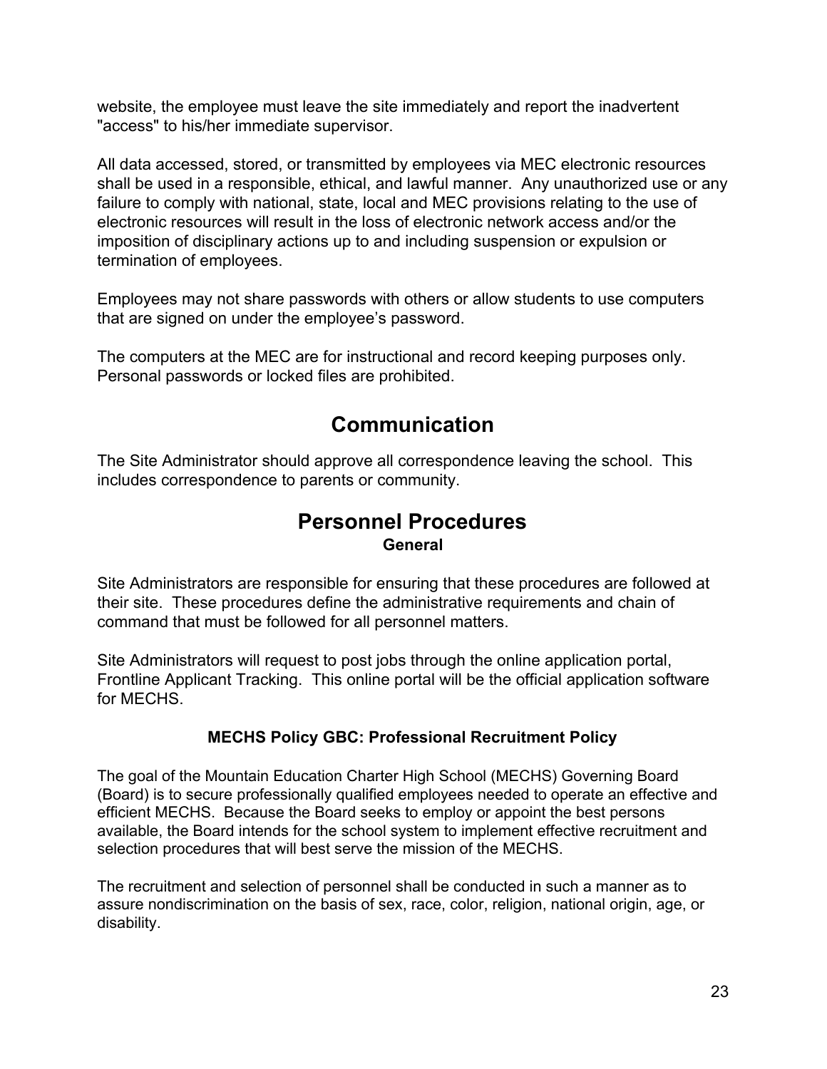website, the employee must leave the site immediately and report the inadvertent "access" to his/her immediate supervisor.

All data accessed, stored, or transmitted by employees via MEC electronic resources shall be used in a responsible, ethical, and lawful manner. Any unauthorized use or any failure to comply with national, state, local and MEC provisions relating to the use of electronic resources will result in the loss of electronic network access and/or the imposition of disciplinary actions up to and including suspension or expulsion or termination of employees.

Employees may not share passwords with others or allow students to use computers that are signed on under the employee's password.

The computers at the MEC are for instructional and record keeping purposes only. Personal passwords or locked files are prohibited.

# Communication

The Site Administrator should approve all correspondence leaving the school. This includes correspondence to parents or community.

# Personnel Procedures

### General

Site Administrators are responsible for ensuring that these procedures are followed at their site. These procedures define the administrative requirements and chain of command that must be followed for all personnel matters.

Site Administrators will request to post jobs through the online application portal, Frontline Applicant Tracking. This online portal will be the official application software for MECHS.

### MECHS Policy GBC: Professional Recruitment Policy

The goal of the Mountain Education Charter High School (MECHS) Governing Board (Board) is to secure professionally qualified employees needed to operate an effective and efficient MECHS. Because the Board seeks to employ or appoint the best persons available, the Board intends for the school system to implement effective recruitment and selection procedures that will best serve the mission of the MECHS.

The recruitment and selection of personnel shall be conducted in such a manner as to assure nondiscrimination on the basis of sex, race, color, religion, national origin, age, or disability.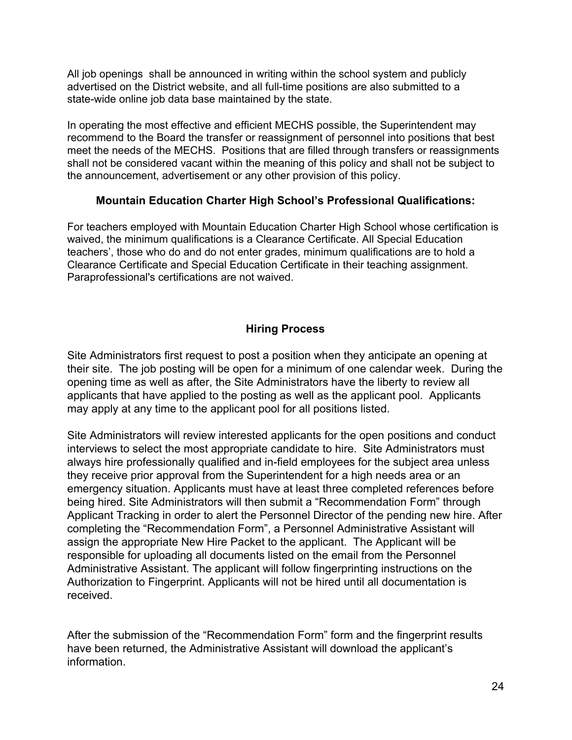All job openings  shall be announced in writing within the school system and publicly advertised on the District website, and all full-time positions are also submitted to a state-wide online job data base maintained by the state.

In operating the most effective and efficient MECHS possible, the Superintendent may recommend to the Board the transfer or reassignment of personnel into positions that best meet the needs of the MECHS.  Positions that are filled through transfers or reassignments shall not be considered vacant within the meaning of this policy and shall not be subject to the announcement, advertisement or any other provision of this policy.

### Mountain Education Charter High School's Professional Qualifications:

For teachers employed with Mountain Education Charter High School whose certification is waived, the minimum qualifications is a Clearance Certificate. All Special Education teachers', those who do and do not enter grades, minimum qualifications are to hold a Clearance Certificate and Special Education Certificate in their teaching assignment. Paraprofessional's certifications are not waived.

### Hiring Process

Site Administrators first request to post a position when they anticipate an opening at their site.  The job posting will be open for a minimum of one calendar week.  During the opening time as well as after, the Site Administrators have the liberty to review all applicants that have applied to the posting as well as the applicant pool.  Applicants may apply at any time to the applicant pool for all positions listed.

Site Administrators will review interested applicants for the open positions and conduct interviews to select the most appropriate candidate to hire.  Site Administrators must always hire professionally qualified and in-field employees for the subject area unless they receive prior approval from the Superintendent for a high needs area or an emergency situation. Applicants must have at least three completed references before being hired. Site Administrators will then submit a "Recommendation Form" through Applicant Tracking in order to alert the Personnel Director of the pending new hire. After completing the "Recommendation Form", a Personnel Administrative Assistant will assign the appropriate New Hire Packet to the applicant.  The Applicant will be responsible for uploading all documents listed on the email from the Personnel Administrative Assistant. The applicant will follow fingerprinting instructions on the Authorization to Fingerprint. Applicants will not be hired until all documentation is received.

After the submission of the "Recommendation Form" form and the fingerprint results have been returned, the Administrative Assistant will download the applicant's information.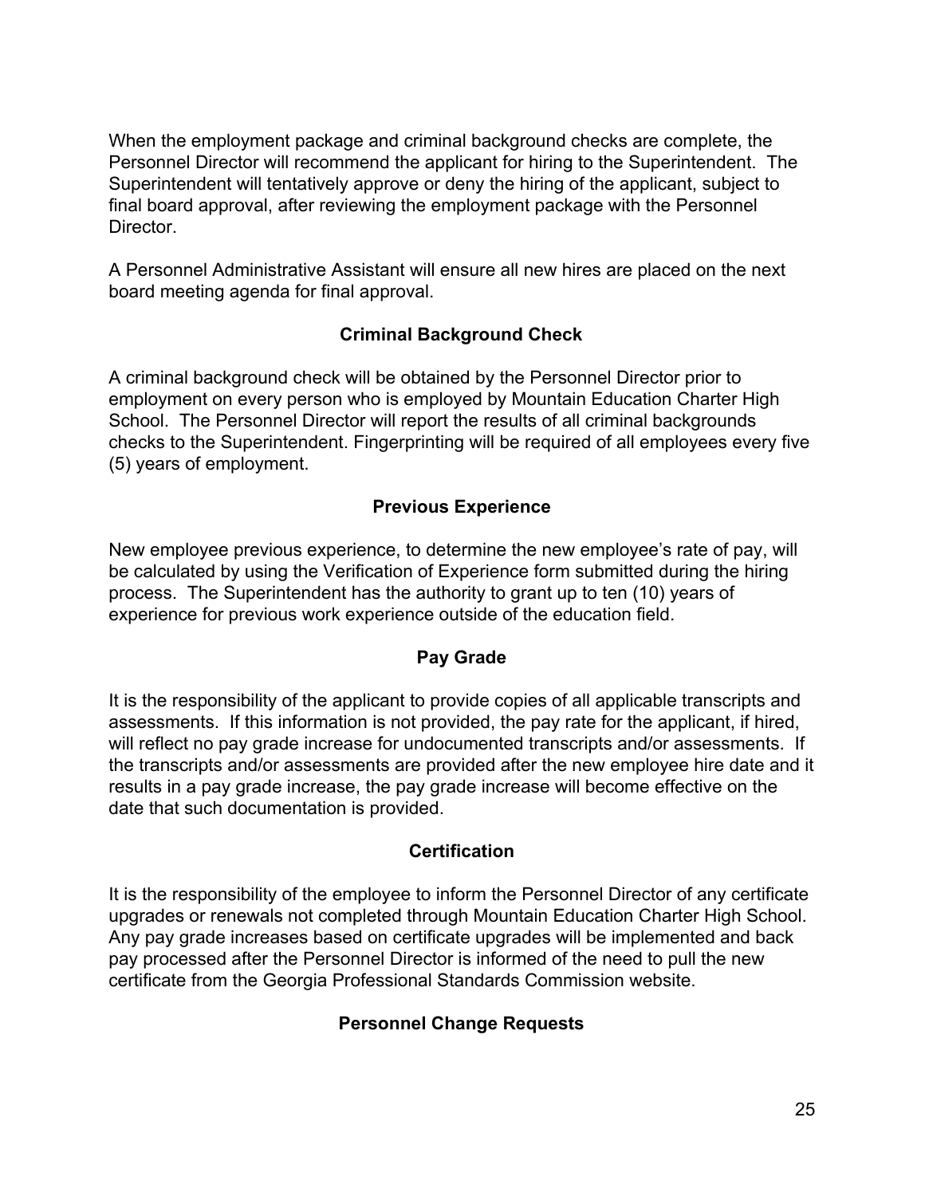When the employment package and criminal background checks are complete, the Personnel Director will recommend the applicant for hiring to the Superintendent. The Superintendent will tentatively approve or deny the hiring of the applicant, subject to final board approval, after reviewing the employment package with the Personnel Director.

A Personnel Administrative Assistant will ensure all new hires are placed on the next board meeting agenda for final approval.

## Criminal Background Check

A criminal background check will be obtained by the Personnel Director prior to employment on every person who is employed by Mountain Education Charter High School. The Personnel Director will report the results of all criminal backgrounds checks to the Superintendent. Fingerprinting will be required of all employees every five (5) years of employment.

## Previous Experience

New employee previous experience, to determine the new employee's rate of pay, will be calculated by using the Verification of Experience form submitted during the hiring process. The Superintendent has the authority to grant up to ten (10) years of experience for previous work experience outside of the education field.

## Pay Grade

It is the responsibility of the applicant to provide copies of all applicable transcripts and assessments. If this information is not provided, the pay rate for the applicant, if hired, will reflect no pay grade increase for undocumented transcripts and/or assessments. If the transcripts and/or assessments are provided after the new employee hire date and it results in a pay grade increase, the pay grade increase will become effective on the date that such documentation is provided.

## Certification

It is the responsibility of the employee to inform the Personnel Director of any certificate upgrades or renewals not completed through Mountain Education Charter High School. Any pay grade increases based on certificate upgrades will be implemented and back pay processed after the Personnel Director is informed of the need to pull the new certificate from the Georgia Professional Standards Commission website.

## Personnel Change Requests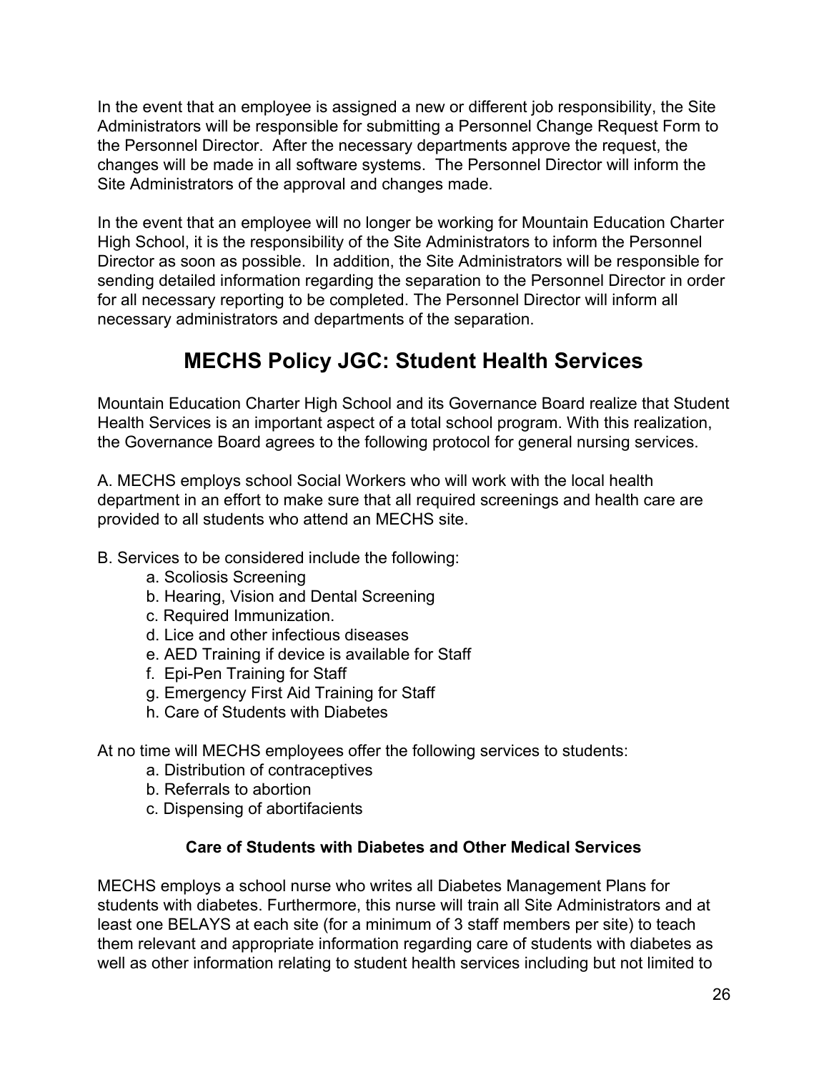In the event that an employee is assigned a new or different job responsibility, the Site Administrators will be responsible for submitting a Personnel Change Request Form to the Personnel Director. After the necessary departments approve the request, the changes will be made in all software systems. The Personnel Director will inform the Site Administrators of the approval and changes made.

In the event that an employee will no longer be working for Mountain Education Charter High School, it is the responsibility of the Site Administrators to inform the Personnel Director as soon as possible. In addition, the Site Administrators will be responsible for sending detailed information regarding the separation to the Personnel Director in order for all necessary reporting to be completed. The Personnel Director will inform all necessary administrators and departments of the separation.

# MECHS Policy JGC: Student Health Services

Mountain Education Charter High School and its Governance Board realize that Student Health Services is an important aspect of a total school program. With this realization, the Governance Board agrees to the following protocol for general nursing services.

A. MECHS employs school Social Workers who will work with the local health department in an effort to make sure that all required screenings and health care are provided to all students who attend an MECHS site.

B. Services to be considered include the following:

a. Scoliosis Screening
b. Hearing, Vision and Dental Screening
c. Required Immunization.
d. Lice and other infectious diseases
e. AED Training if device is available for Staff
f. Epi-Pen Training for Staff
g. Emergency First Aid Training for Staff
h. Care of Students with Diabetes

At no time will MECHS employees offer the following services to students:

a. Distribution of contraceptives
b. Referrals to abortion
c. Dispensing of abortifacients

### Care of Students with Diabetes and Other Medical Services

MECHS employs a school nurse who writes all Diabetes Management Plans for students with diabetes. Furthermore, this nurse will train all Site Administrators and at least one BELAYS at each site (for a minimum of 3 staff members per site) to teach them relevant and appropriate information regarding care of students with diabetes as well as other information relating to student health services including but not limited to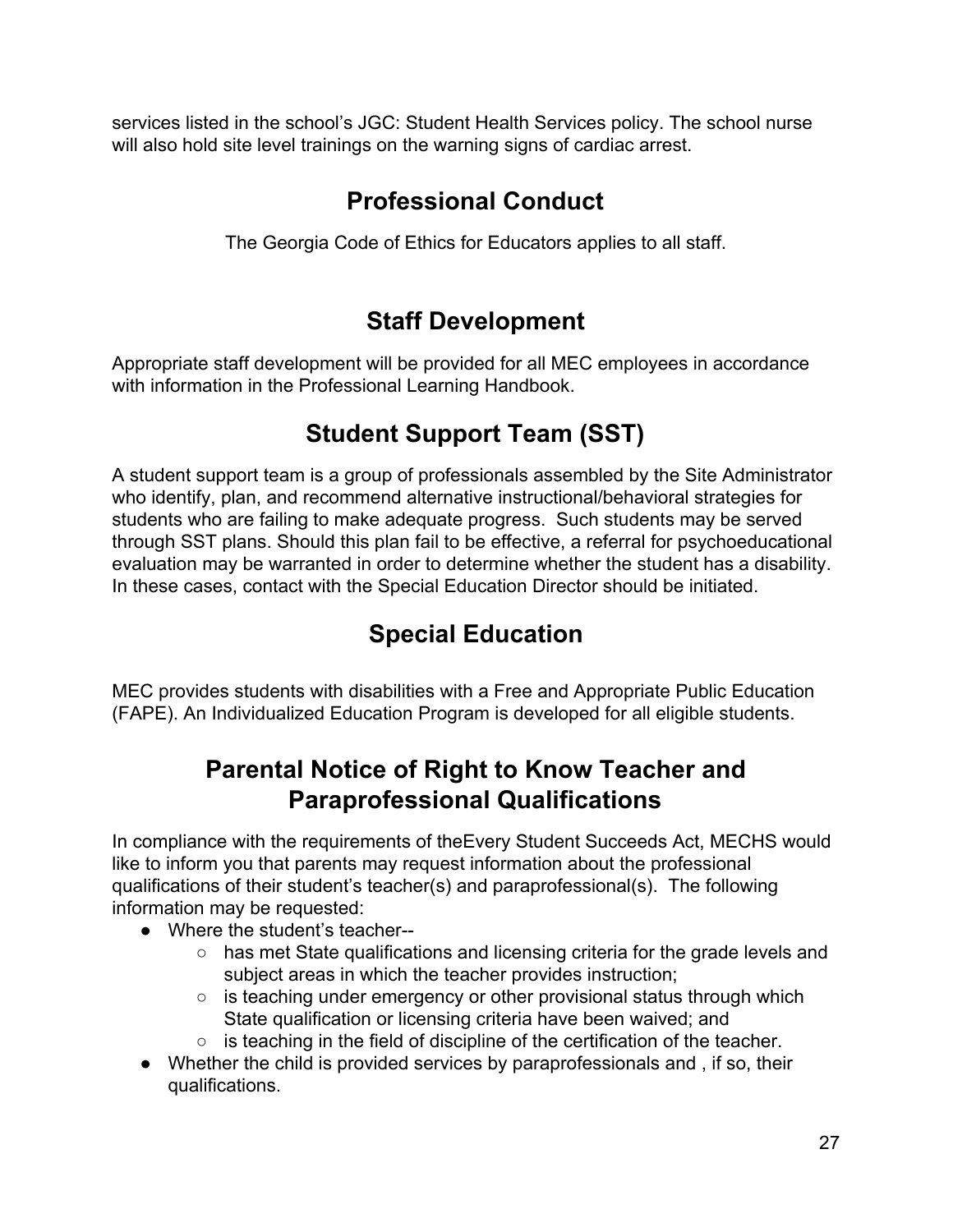services listed in the school's JGC: Student Health Services policy. The school nurse will also hold site level trainings on the warning signs of cardiac arrest.

## Professional Conduct

The Georgia Code of Ethics for Educators applies to all staff.

## Staff Development

Appropriate staff development will be provided for all MEC employees in accordance with information in the Professional Learning Handbook.

## Student Support Team (SST)

A student support team is a group of professionals assembled by the Site Administrator who identify, plan, and recommend alternative instructional/behavioral strategies for students who are failing to make adequate progress. Such students may be served through SST plans. Should this plan fail to be effective, a referral for psychoeducational evaluation may be warranted in order to determine whether the student has a disability. In these cases, contact with the Special Education Director should be initiated.

## Special Education

MEC provides students with disabilities with a Free and Appropriate Public Education (FAPE). An Individualized Education Program is developed for all eligible students.

## Parental Notice of Right to Know Teacher and Paraprofessional Qualifications

In compliance with the requirements of theEvery Student Succeeds Act, MECHS would like to inform you that parents may request information about the professional qualifications of their student's teacher(s) and paraprofessional(s). The following information may be requested:

- Where the student's teacher--
  - has met State qualifications and licensing criteria for the grade levels and subject areas in which the teacher provides instruction;
  - is teaching under emergency or other provisional status through which State qualification or licensing criteria have been waived; and
  - is teaching in the field of discipline of the certification of the teacher.
- Whether the child is provided services by paraprofessionals and , if so, their qualifications.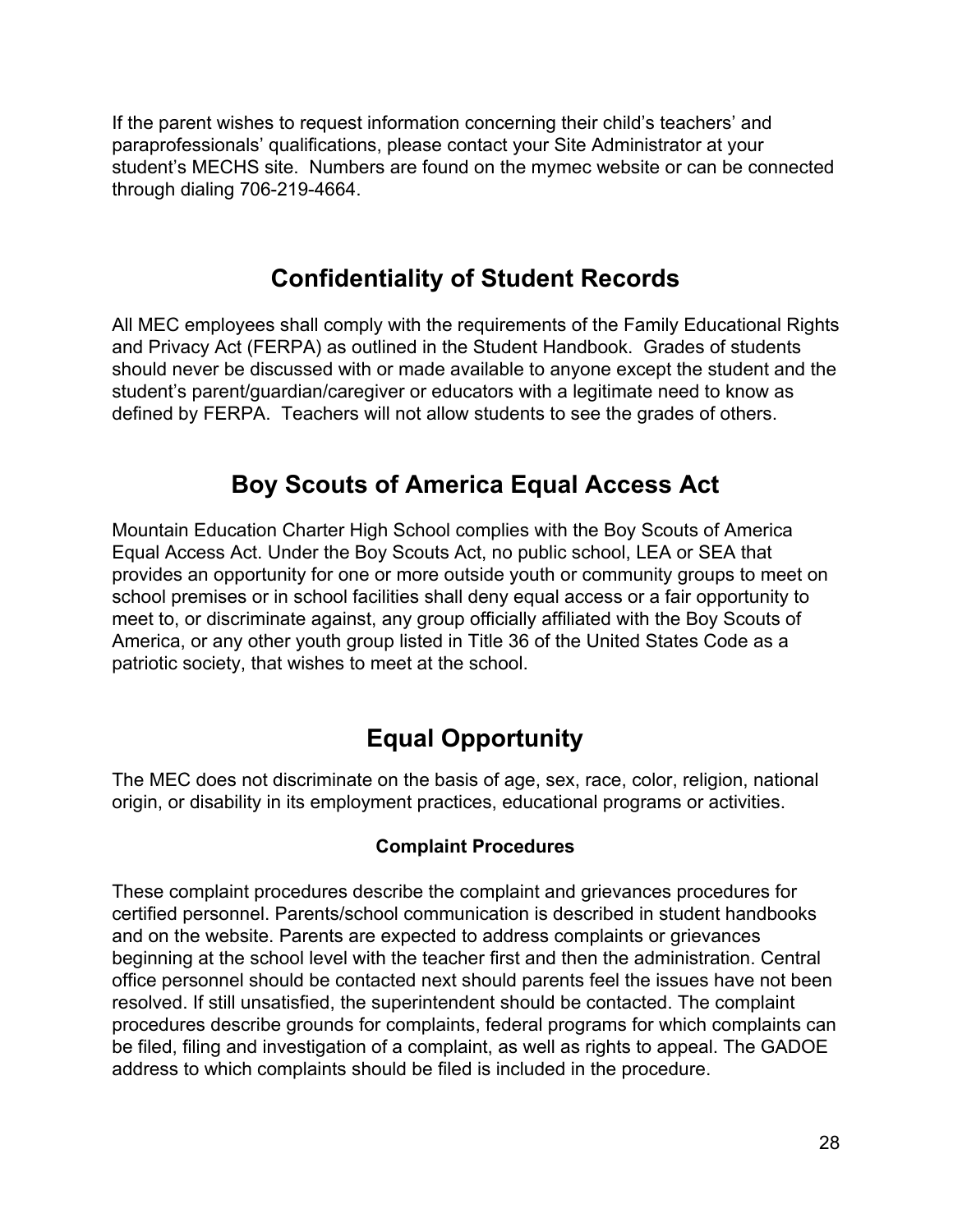If the parent wishes to request information concerning their child's teachers' and paraprofessionals' qualifications, please contact your Site Administrator at your student's MECHS site. Numbers are found on the mymec website or can be connected through dialing 706-219-4664.

## Confidentiality of Student Records

All MEC employees shall comply with the requirements of the Family Educational Rights and Privacy Act (FERPA) as outlined in the Student Handbook. Grades of students should never be discussed with or made available to anyone except the student and the student's parent/guardian/caregiver or educators with a legitimate need to know as defined by FERPA. Teachers will not allow students to see the grades of others.

## Boy Scouts of America Equal Access Act

Mountain Education Charter High School complies with the Boy Scouts of America Equal Access Act. Under the Boy Scouts Act, no public school, LEA or SEA that provides an opportunity for one or more outside youth or community groups to meet on school premises or in school facilities shall deny equal access or a fair opportunity to meet to, or discriminate against, any group officially affiliated with the Boy Scouts of America, or any other youth group listed in Title 36 of the United States Code as a patriotic society, that wishes to meet at the school.

## Equal Opportunity

The MEC does not discriminate on the basis of age, sex, race, color, religion, national origin, or disability in its employment practices, educational programs or activities.

### Complaint Procedures

These complaint procedures describe the complaint and grievances procedures for certified personnel. Parents/school communication is described in student handbooks and on the website. Parents are expected to address complaints or grievances beginning at the school level with the teacher first and then the administration. Central office personnel should be contacted next should parents feel the issues have not been resolved. If still unsatisfied, the superintendent should be contacted. The complaint procedures describe grounds for complaints, federal programs for which complaints can be filed, filing and investigation of a complaint, as well as rights to appeal. The GADOE address to which complaints should be filed is included in the procedure.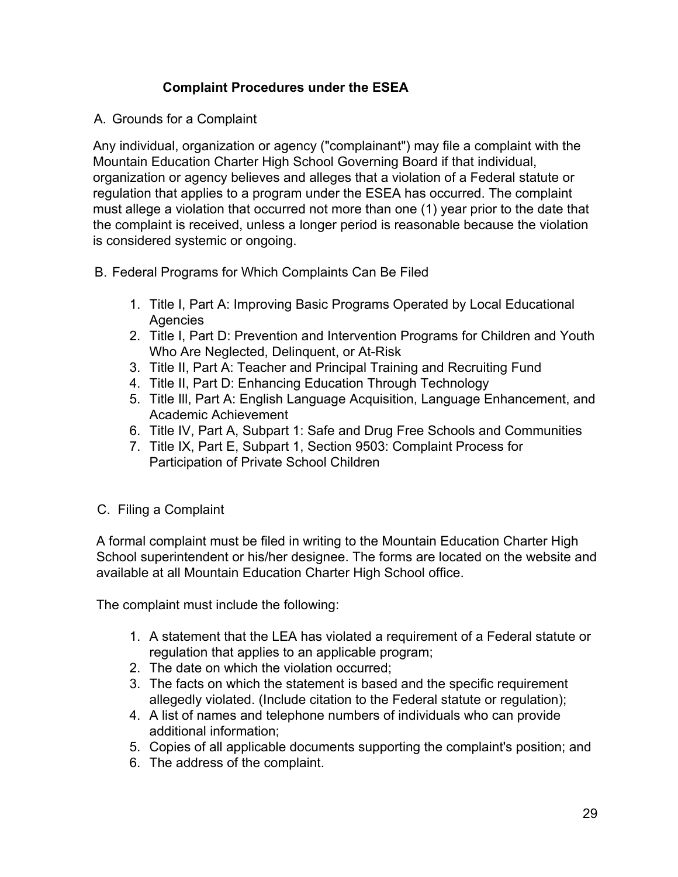## Complaint Procedures under the ESEA

### A. Grounds for a Complaint

Any individual, organization or agency ("complainant") may file a complaint with the Mountain Education Charter High School Governing Board if that individual, organization or agency believes and alleges that a violation of a Federal statute or regulation that applies to a program under the ESEA has occurred. The complaint must allege a violation that occurred not more than one (1) year prior to the date that the complaint is received, unless a longer period is reasonable because the violation is considered systemic or ongoing.

### B. Federal Programs for Which Complaints Can Be Filed

1. Title I, Part A: Improving Basic Programs Operated by Local Educational Agencies
2. Title I, Part D: Prevention and Intervention Programs for Children and Youth Who Are Neglected, Delinquent, or At-Risk
3. Title II, Part A: Teacher and Principal Training and Recruiting Fund
4. Title II, Part D: Enhancing Education Through Technology
5. Title III, Part A: English Language Acquisition, Language Enhancement, and Academic Achievement
6. Title IV, Part A, Subpart 1: Safe and Drug Free Schools and Communities
7. Title IX, Part E, Subpart 1, Section 9503: Complaint Process for Participation of Private School Children

### C. Filing a Complaint

A formal complaint must be filed in writing to the Mountain Education Charter High School superintendent or his/her designee. The forms are located on the website and available at all Mountain Education Charter High School office.

The complaint must include the following:

1. A statement that the LEA has violated a requirement of a Federal statute or regulation that applies to an applicable program;
2. The date on which the violation occurred;
3. The facts on which the statement is based and the specific requirement allegedly violated. (Include citation to the Federal statute or regulation);
4. A list of names and telephone numbers of individuals who can provide additional information;
5. Copies of all applicable documents supporting the complaint's position; and
6. The address of the complaint.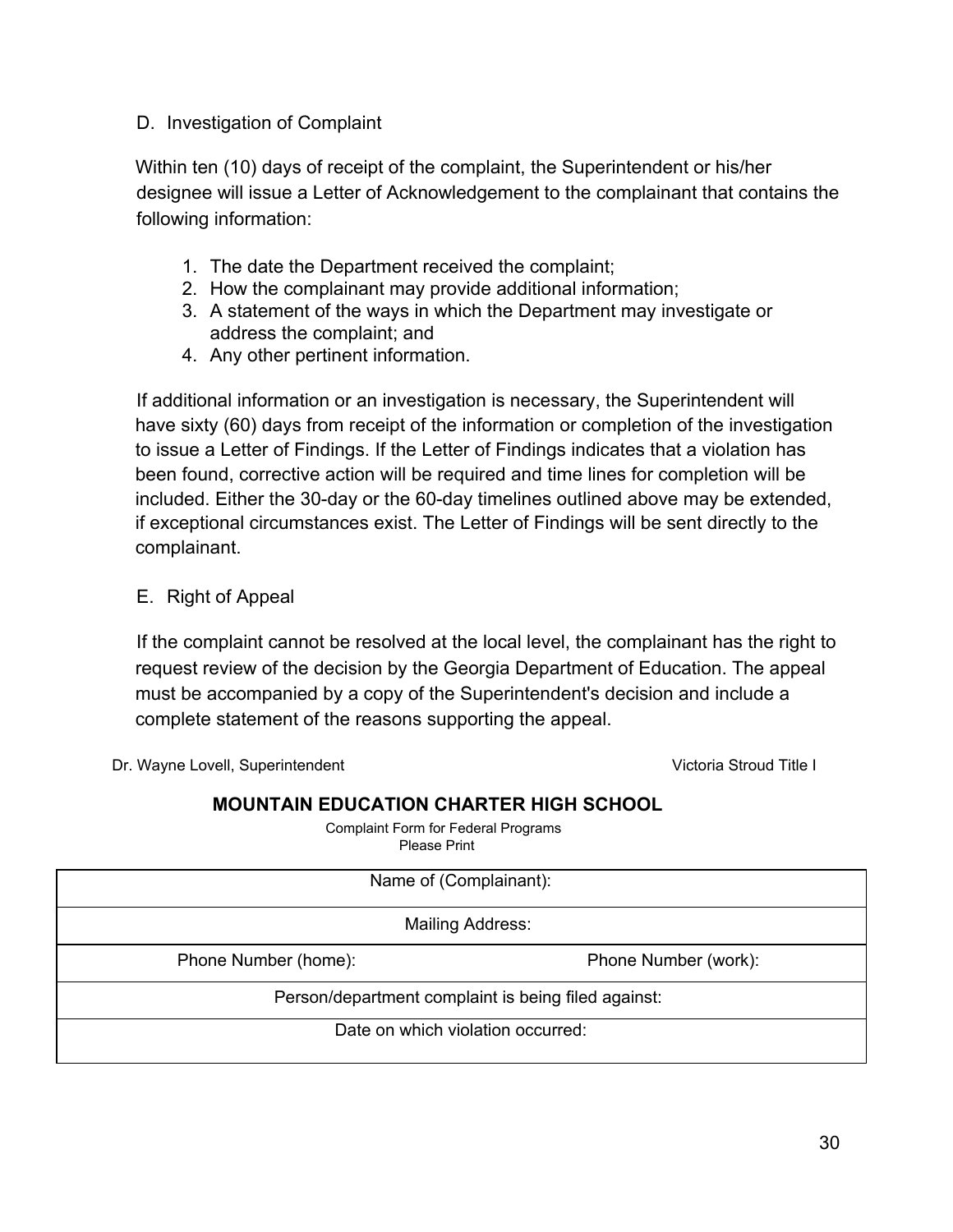D. Investigation of Complaint

Within ten (10) days of receipt of the complaint, the Superintendent or his/her designee will issue a Letter of Acknowledgement to the complainant that contains the following information:

1. The date the Department received the complaint;
2. How the complainant may provide additional information;
3. A statement of the ways in which the Department may investigate or address the complaint; and
4. Any other pertinent information.

If additional information or an investigation is necessary, the Superintendent will have sixty (60) days from receipt of the information or completion of the investigation to issue a Letter of Findings. If the Letter of Findings indicates that a violation has been found, corrective action will be required and time lines for completion will be included. Either the 30-day or the 60-day timelines outlined above may be extended, if exceptional circumstances exist. The Letter of Findings will be sent directly to the complainant.

E. Right of Appeal

If the complaint cannot be resolved at the local level, the complainant has the right to request review of the decision by the Georgia Department of Education. The appeal must be accompanied by a copy of the Superintendent's decision and include a complete statement of the reasons supporting the appeal.

Dr. Wayne Lovell, Superintendent　　　　Victoria Stroud Title I

## MOUNTAIN EDUCATION CHARTER HIGH SCHOOL

Complaint Form for Federal Programs
Please Print

| Name of (Complainant): | |
|---|---|
| Mailing Address: | |
| Phone Number (home): | Phone Number (work): |
| Person/department complaint is being filed against: | |
| Date on which violation occurred: | |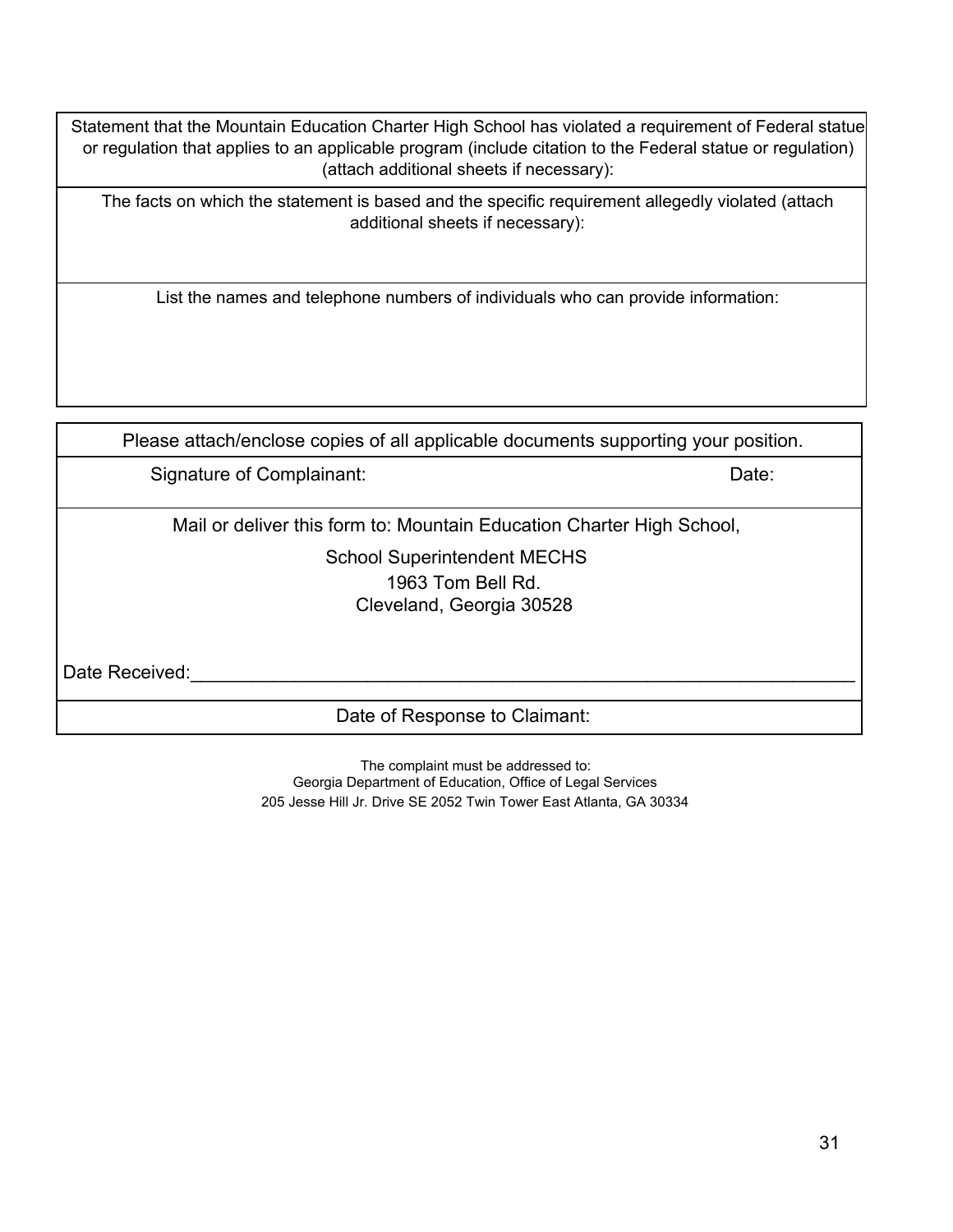| Statement that the Mountain Education Charter High School has violated a requirement of Federal statue or regulation that applies to an applicable program (include citation to the Federal statue or regulation) (attach additional sheets if necessary): |
| --- |
| The facts on which the statement is based and the specific requirement allegedly violated (attach additional sheets if necessary): |
| List the names and telephone numbers of individuals who can provide information: |

| Please attach/enclose copies of all applicable documents supporting your position. | |
| --- | --- |
| Signature of Complainant: | Date: |
| Mail or deliver this form to: Mountain Education Charter High School, School Superintendent MECHS 1963 Tom Bell Rd. Cleveland, Georgia 30528 <br><br> Date Received:____________________________________________ | |
| Date of Response to Claimant: | |

The complaint must be addressed to:
Georgia Department of Education, Office of Legal Services
205 Jesse Hill Jr. Drive SE 2052 Twin Tower East Atlanta, GA 30334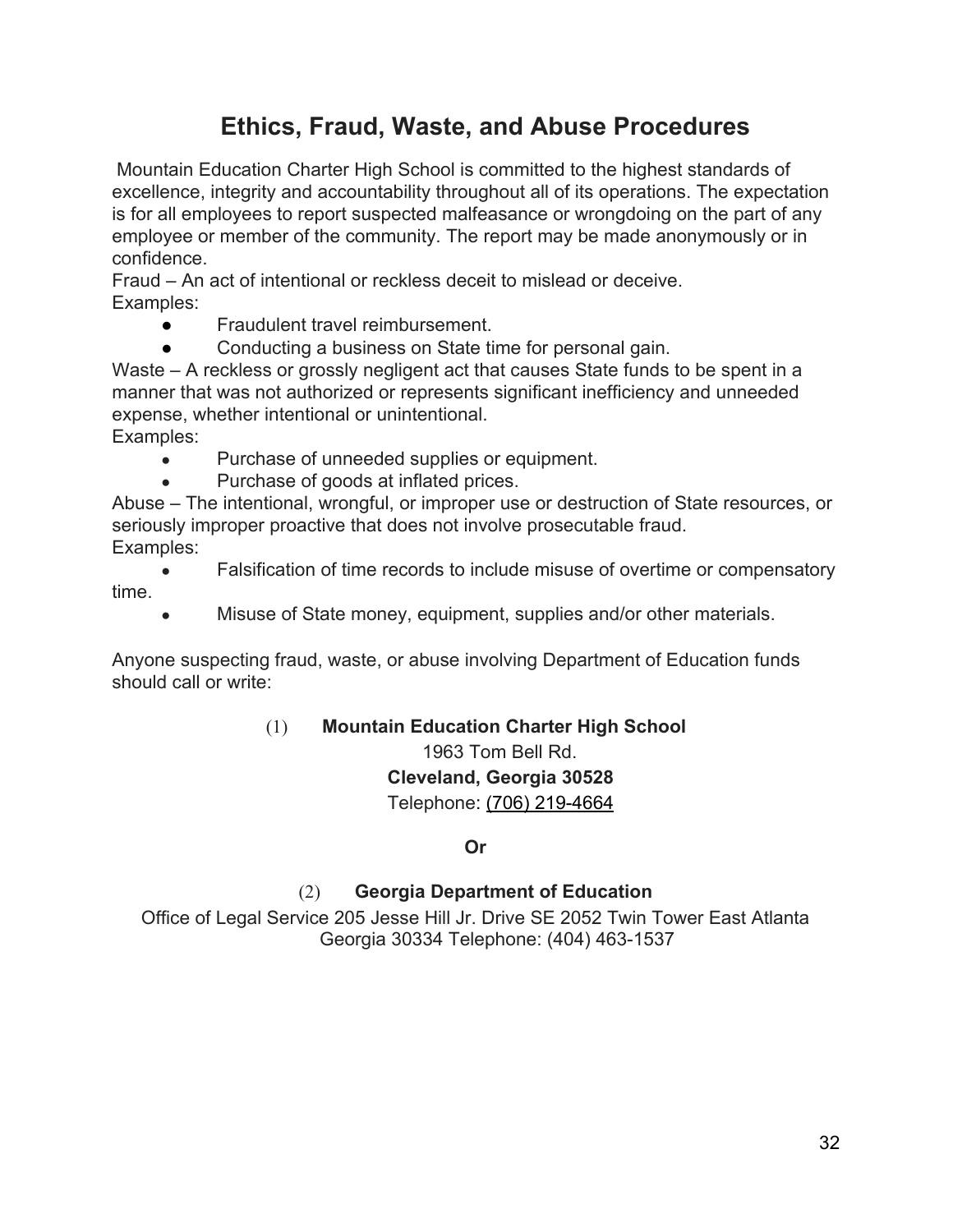# Ethics, Fraud, Waste, and Abuse Procedures

Mountain Education Charter High School is committed to the highest standards of excellence, integrity and accountability throughout all of its operations. The expectation is for all employees to report suspected malfeasance or wrongdoing on the part of any employee or member of the community. The report may be made anonymously or in confidence.

Fraud – An act of intentional or reckless deceit to mislead or deceive.
Examples:

- Fraudulent travel reimbursement.
- Conducting a business on State time for personal gain.

Waste – A reckless or grossly negligent act that causes State funds to be spent in a manner that was not authorized or represents significant inefficiency and unneeded expense, whether intentional or unintentional.
Examples:

- Purchase of unneeded supplies or equipment.
- Purchase of goods at inflated prices.

Abuse – The intentional, wrongful, or improper use or destruction of State resources, or seriously improper proactive that does not involve prosecutable fraud.
Examples:

- Falsification of time records to include misuse of overtime or compensatory time.
- Misuse of State money, equipment, supplies and/or other materials.

Anyone suspecting fraud, waste, or abuse involving Department of Education funds should call or write:

(1) **Mountain Education Charter High School**
1963 Tom Bell Rd.
**Cleveland, Georgia 30528**
Telephone: (706) 219-4664

**Or**

(2) **Georgia Department of Education**
Office of Legal Service 205 Jesse Hill Jr. Drive SE 2052 Twin Tower East Atlanta Georgia 30334 Telephone: (404) 463-1537